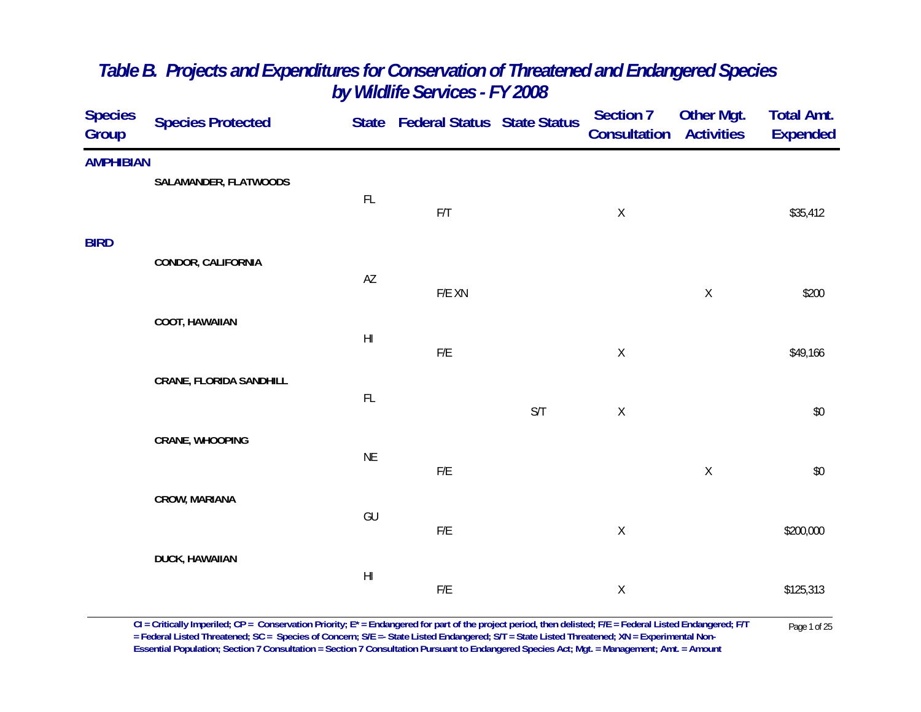# *Table B. Projects and Expenditures for Conservation of Threatened and Endangered Species by Wildlife Services - FY 2008*

| Species Group | Species Protected | State | Federal Status | State Status | Section 7 Consultation | Other Mgt. Activities | Total Amt. Expended |
|---|---|---|---|---|---|---|---|
| **AMPHIBIAN** | | | | | | | |
| | **SALAMANDER, FLATWOODS** | FL | F/T | | X | | $35,412 |
| **BIRD** | | | | | | | |
| | **CONDOR, CALIFORNIA** | AZ | F/E XN | | | X | $200 |
| | **COOT, HAWAIIAN** | HI | F/E | | X | | $49,166 |
| | **CRANE, FLORIDA SANDHILL** | FL | | S/T | X | | $0 |
| | **CRANE, WHOOPING** | NE | F/E | | | X | $0 |
| | **CROW, MARIANA** | GU | F/E | | X | | $200,000 |
| | **DUCK, HAWAIIAN** | HI | F/E | | X | | $125,313 |

**CI = Critically Imperiled; CP = Conservation Priority; E* = Endangered for part of the project period, then delisted; F/E = Federal Listed Endangered; F/T = Federal Listed Threatened; SC = Species of Concern; S/E =- State Listed Endangered; S/T = State Listed Threatened; XN = Experimental Non-Essential Population; Section 7 Consultation = Section 7 Consultation Pursuant to Endangered Species Act; Mgt. = Management; Amt. = Amount**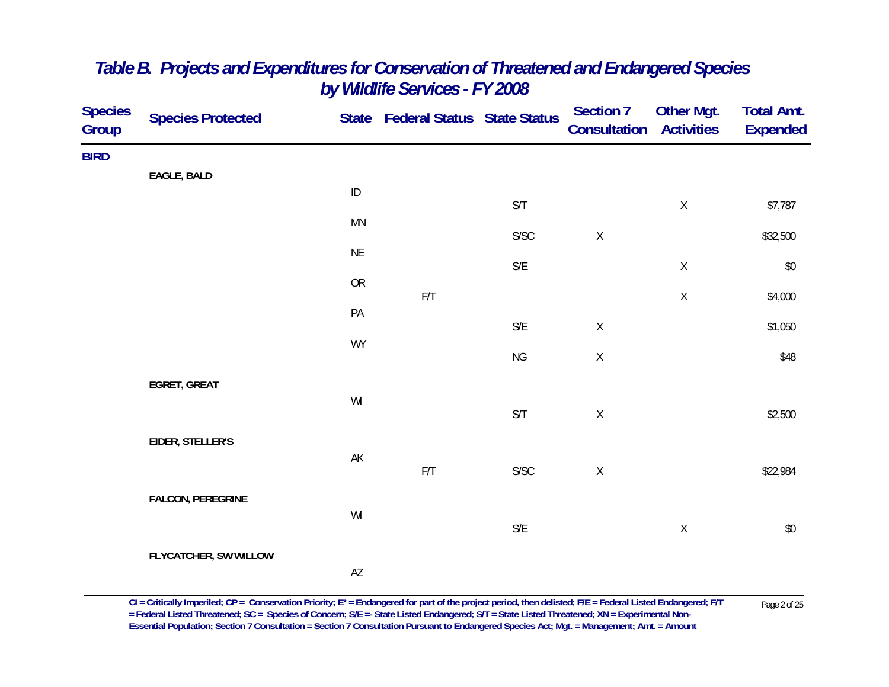# *Table B. Projects and Expenditures for Conservation of Threatened and Endangered Species by Wildlife Services - FY 2008*

| Species Group | Species Protected | State | Federal Status | State Status | Section 7 Consultation | Other Mgt. Activities | Total Amt. Expended |
|---|---|---|---|---|---|---|---|
| **BIRD** | | | | | | | |
| | **EAGLE, BALD** | | | | | | |
| | | ID | | S/T | | X | $7,787 |
| | | MN | | S/SC | X | | $32,500 |
| | | NE | | S/E | | X | $0 |
| | | OR | F/T | | | X | $4,000 |
| | | PA | | S/E | X | | $1,050 |
| | | WY | | NG | X | | $48 |
| | **EGRET, GREAT** | | | | | | |
| | | WI | | S/T | X | | $2,500 |
| | **EIDER, STELLER'S** | | | | | | |
| | | AK | F/T | S/SC | X | | $22,984 |
| | **FALCON, PEREGRINE** | | | | | | |
| | | WI | | S/E | | X | $0 |
| | **FLYCATCHER, SW WILLOW** | | | | | | |
| | | AZ | | | | | |

CI = Critically Imperiled; CP = Conservation Priority; E* = Endangered for part of the project period, then delisted; F/E = Federal Listed Endangered; F/T = Federal Listed Threatened; SC = Species of Concern; S/E =- State Listed Endangered; S/T = State Listed Threatened; XN = Experimental Non-Essential Population; Section 7 Consultation = Section 7 Consultation Pursuant to Endangered Species Act; Mgt. = Management; Amt. = Amount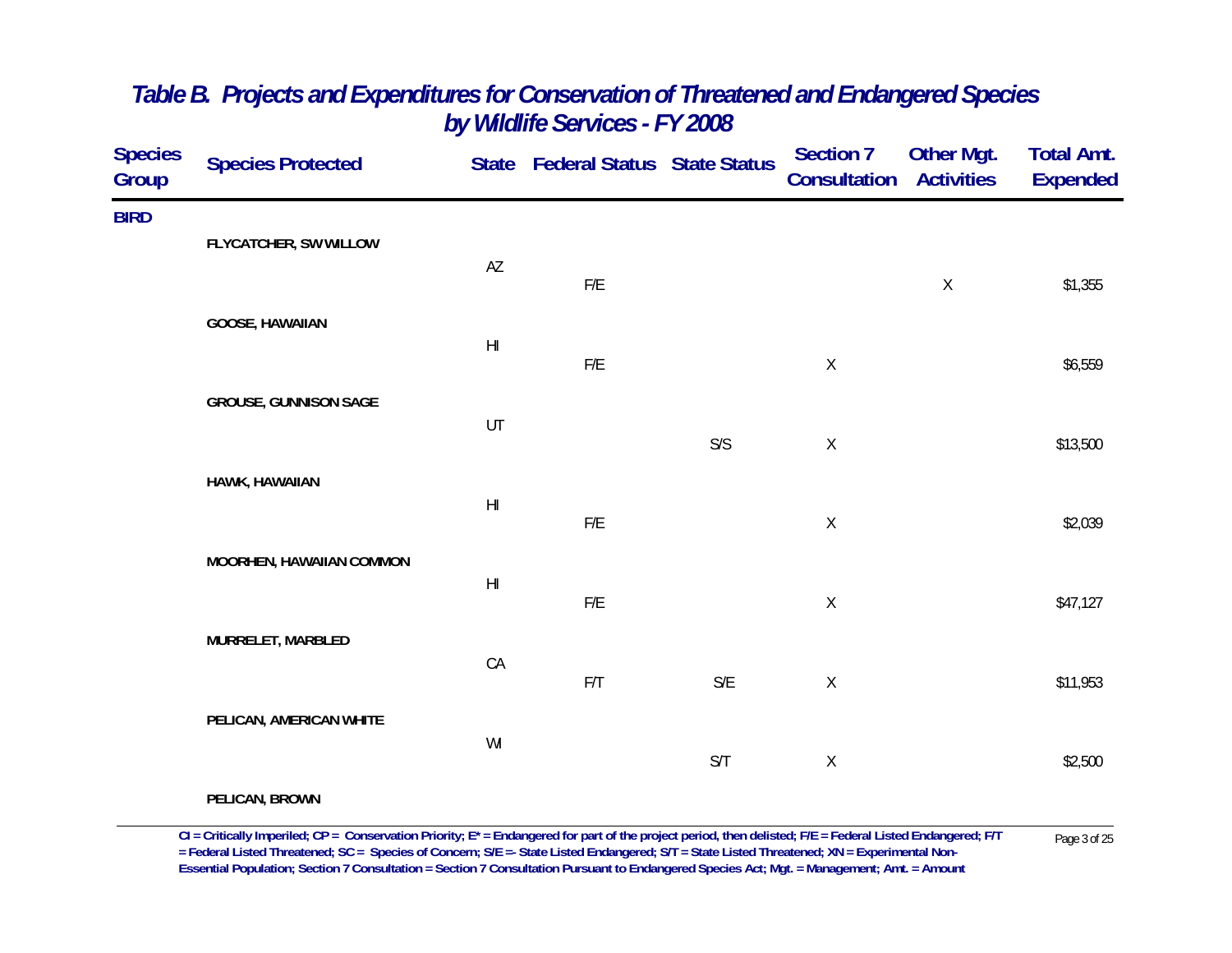# *Table B. Projects and Expenditures for Conservation of Threatened and Endangered Species by Wildlife Services - FY 2008*

| Species Group | Species Protected | State | Federal Status | State Status | Section 7 Consultation | Other Mgt. Activities | Total Amt. Expended |
|---|---|---|---|---|---|---|---|
| **BIRD** | | | | | | | |
| | **FLYCATCHER, SW WILLOW** | | | | | | |
| | | AZ | F/E | | | X | $1,355 |
| | **GOOSE, HAWAIIAN** | | | | | | |
| | | HI | F/E | | X | | $6,559 |
| | **GROUSE, GUNNISON SAGE** | | | | | | |
| | | UT | | S/S | X | | $13,500 |
| | **HAWK, HAWAIIAN** | | | | | | |
| | | HI | F/E | | X | | $2,039 |
| | **MOORHEN, HAWAIIAN COMMON** | | | | | | |
| | | HI | F/E | | X | | $47,127 |
| | **MURRELET, MARBLED** | | | | | | |
| | | CA | F/T | S/E | X | | $11,953 |
| | **PELICAN, AMERICAN WHITE** | | | | | | |
| | | WI | | S/T | X | | $2,500 |
| | **PELICAN, BROWN** | | | | | | |

**CI = Critically Imperiled; CP = Conservation Priority; E* = Endangered for part of the project period, then delisted; F/E = Federal Listed Endangered; F/T = Federal Listed Threatened; SC = Species of Concern; S/E =- State Listed Endangered; S/T = State Listed Threatened; XN = Experimental Non-Essential Population; Section 7 Consultation = Section 7 Consultation Pursuant to Endangered Species Act; Mgt. = Management; Amt. = Amount**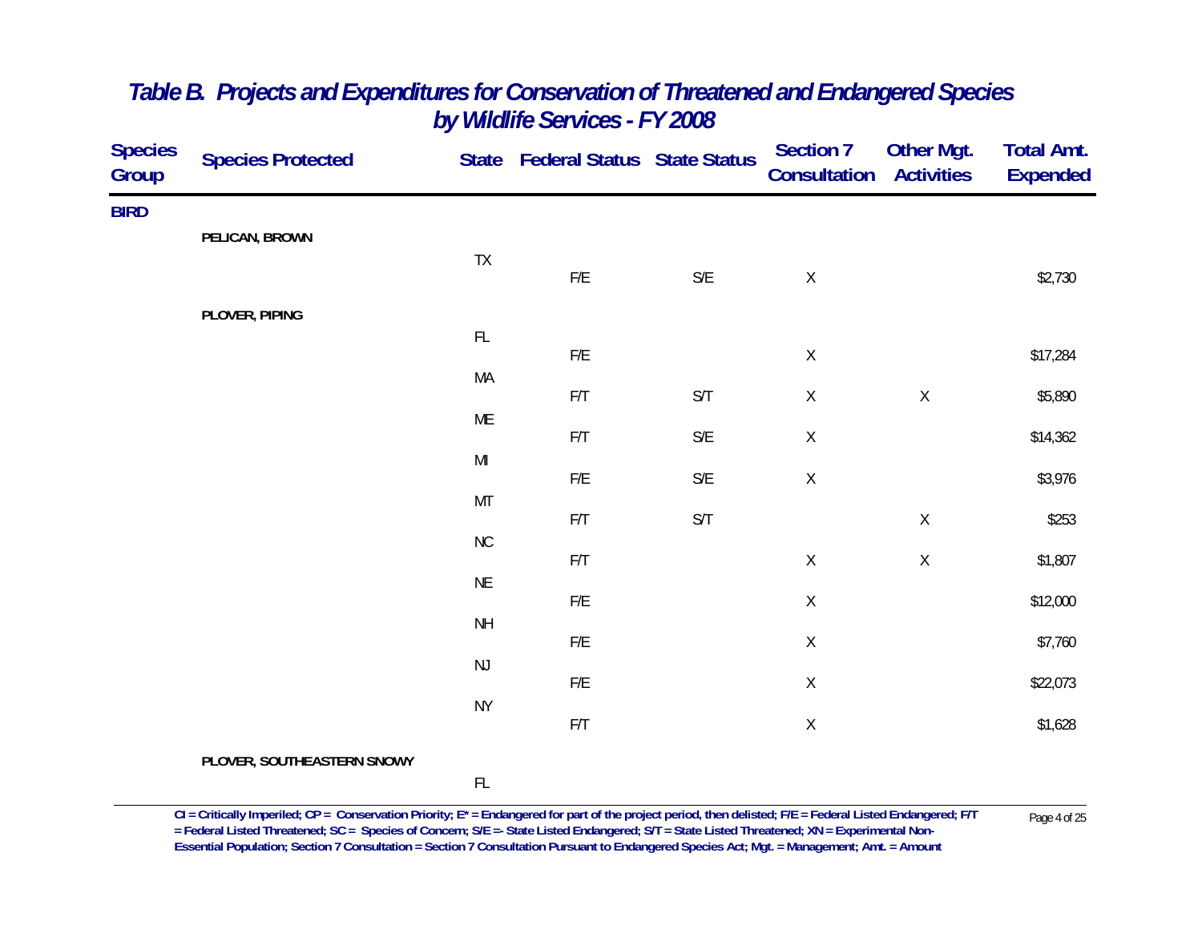# Table B. Projects and Expenditures for Conservation of Threatened and Endangered Species by Wildlife Services - FY 2008

| Species Group | Species Protected | State | Federal Status | State Status | Section 7 Consultation | Other Mgt. Activities | Total Amt. Expended |
|---|---|---|---|---|---|---|---|
| **BIRD** | | | | | | | |
| | **PELICAN, BROWN** | | | | | | |
| | | TX | F/E | S/E | X | | $2,730 |
| | **PLOVER, PIPING** | | | | | | |
| | | FL | F/E | | X | | $17,284 |
| | | MA | F/T | S/T | X | X | $5,890 |
| | | ME | F/T | S/E | X | | $14,362 |
| | | MI | F/E | S/E | X | | $3,976 |
| | | MT | F/T | S/T | | X | $253 |
| | | NC | F/T | | X | X | $1,807 |
| | | NE | F/E | | X | | $12,000 |
| | | NH | F/E | | X | | $7,760 |
| | | NJ | F/E | | X | | $22,073 |
| | | NY | F/T | | X | | $1,628 |
| | **PLOVER, SOUTHEASTERN SNOWY** | | | | | | |
| | | FL | | | | | |

**CI = Critically Imperiled; CP = Conservation Priority; E* = Endangered for part of the project period, then delisted; F/E = Federal Listed Endangered; F/T = Federal Listed Threatened; SC = Species of Concern; S/E =- State Listed Endangered; S/T = State Listed Threatened; XN = Experimental Non-Essential Population; Section 7 Consultation = Section 7 Consultation Pursuant to Endangered Species Act; Mgt. = Management; Amt. = Amount**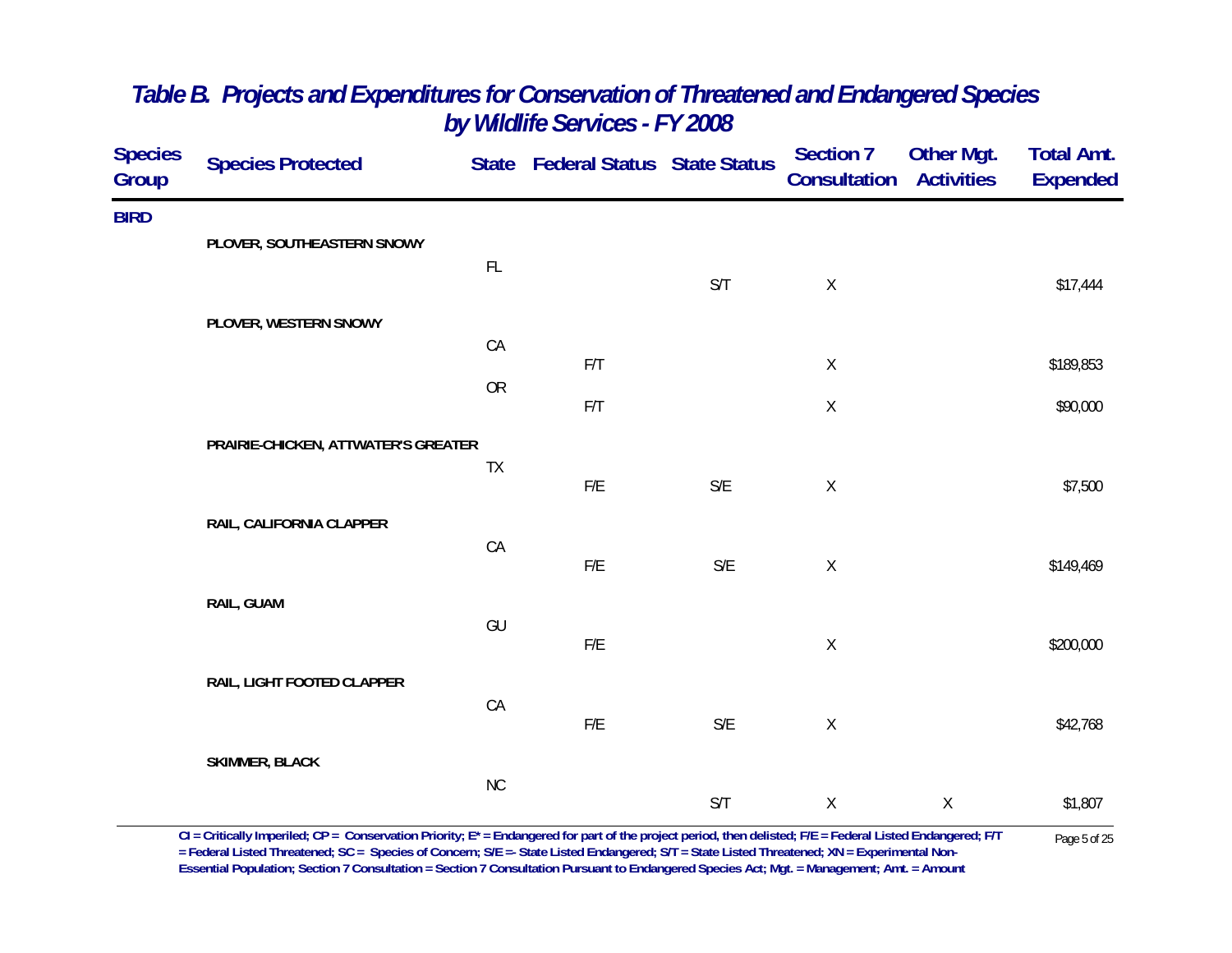# *Table B. Projects and Expenditures for Conservation of Threatened and Endangered Species by Wildlife Services - FY 2008*

| Species Group | Species Protected | State | Federal Status | State Status | Section 7 Consultation | Other Mgt. Activities | Total Amt. Expended |
|---|---|---|---|---|---|---|---|
| **BIRD** | | | | | | | |
| | **PLOVER, SOUTHEASTERN SNOWY** | | | | | | |
| | | FL | | S/T | X | | $17,444 |
| | **PLOVER, WESTERN SNOWY** | | | | | | |
| | | CA | F/T | | X | | $189,853 |
| | | OR | F/T | | X | | $90,000 |
| | **PRAIRIE-CHICKEN, ATTWATER'S GREATER** | | | | | | |
| | | TX | F/E | S/E | X | | $7,500 |
| | **RAIL, CALIFORNIA CLAPPER** | | | | | | |
| | | CA | F/E | S/E | X | | $149,469 |
| | **RAIL, GUAM** | | | | | | |
| | | GU | F/E | | X | | $200,000 |
| | **RAIL, LIGHT FOOTED CLAPPER** | | | | | | |
| | | CA | F/E | S/E | X | | $42,768 |
| | **SKIMMER, BLACK** | | | | | | |
| | | NC | | S/T | X | X | $1,807 |

**CI = Critically Imperiled; CP = Conservation Priority; E\* = Endangered for part of the project period, then delisted; F/E = Federal Listed Endangered; F/T = Federal Listed Threatened; SC = Species of Concern; S/E =- State Listed Endangered; S/T = State Listed Threatened; XN = Experimental Non-Essential Population; Section 7 Consultation = Section 7 Consultation Pursuant to Endangered Species Act; Mgt. = Management; Amt. = Amount**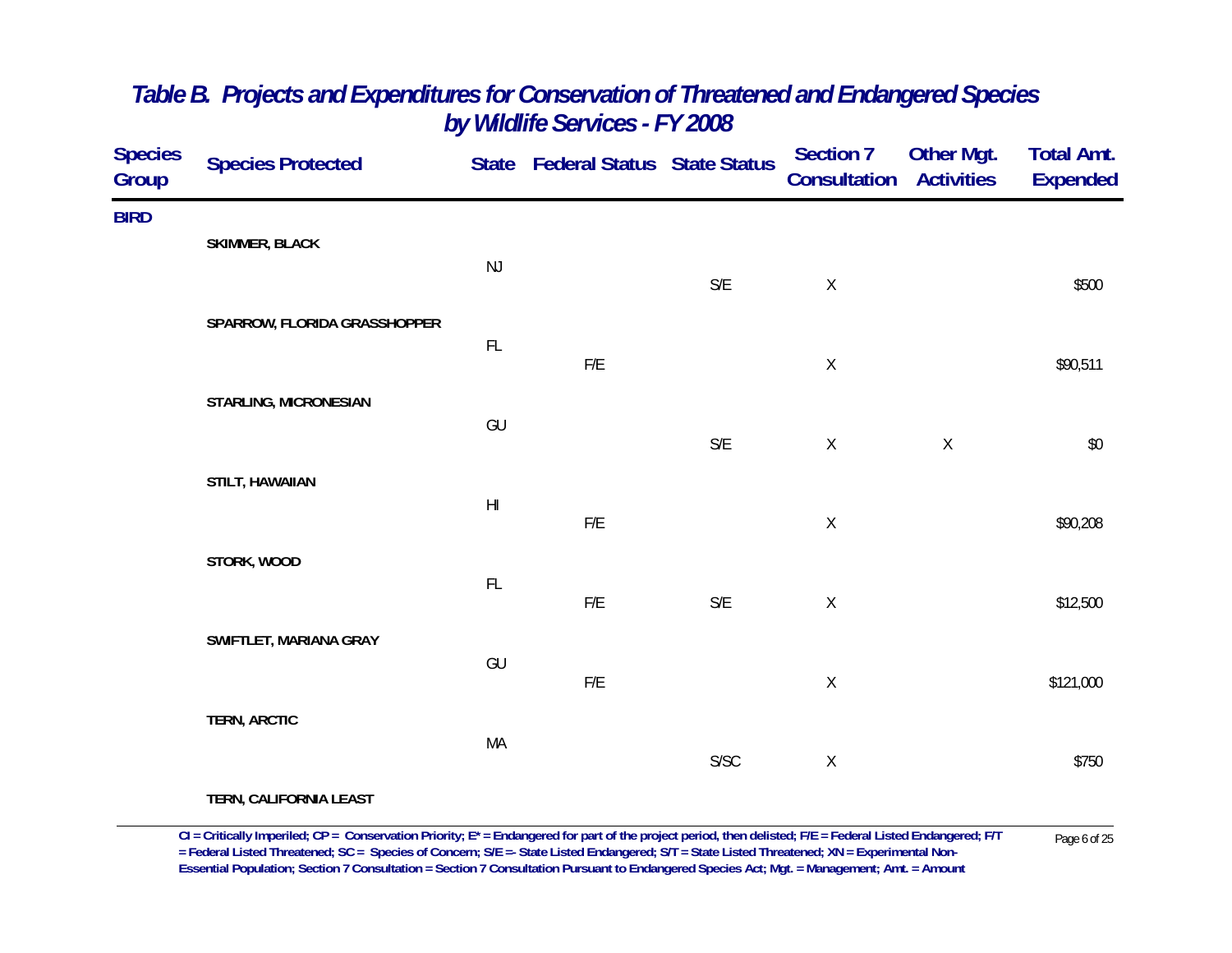# *Table B. Projects and Expenditures for Conservation of Threatened and Endangered Species by Wildlife Services - FY 2008*

| Species Group | Species Protected | State | Federal Status | State Status | Section 7 Consultation | Other Mgt. Activities | Total Amt. Expended |
|---|---|---|---|---|---|---|---|
| **BIRD** | | | | | | | |
| | **SKIMMER, BLACK** | | | | | | |
| | | NJ | | S/E | X | | $500 |
| | **SPARROW, FLORIDA GRASSHOPPER** | | | | | | |
| | | FL | F/E | | X | | $90,511 |
| | **STARLING, MICRONESIAN** | | | | | | |
| | | GU | | S/E | X | X | $0 |
| | **STILT, HAWAIIAN** | | | | | | |
| | | HI | F/E | | X | | $90,208 |
| | **STORK, WOOD** | | | | | | |
| | | FL | F/E | S/E | X | | $12,500 |
| | **SWIFTLET, MARIANA GRAY** | | | | | | |
| | | GU | F/E | | X | | $121,000 |
| | **TERN, ARCTIC** | | | | | | |
| | | MA | | S/SC | X | | $750 |
| | **TERN, CALIFORNIA LEAST** | | | | | | |

**CI = Critically Imperiled; CP = Conservation Priority; E* = Endangered for part of the project period, then delisted; F/E = Federal Listed Endangered; F/T = Federal Listed Threatened; SC = Species of Concern; S/E =- State Listed Endangered; S/T = State Listed Threatened; XN = Experimental Non-Essential Population; Section 7 Consultation = Section 7 Consultation Pursuant to Endangered Species Act; Mgt. = Management; Amt. = Amount**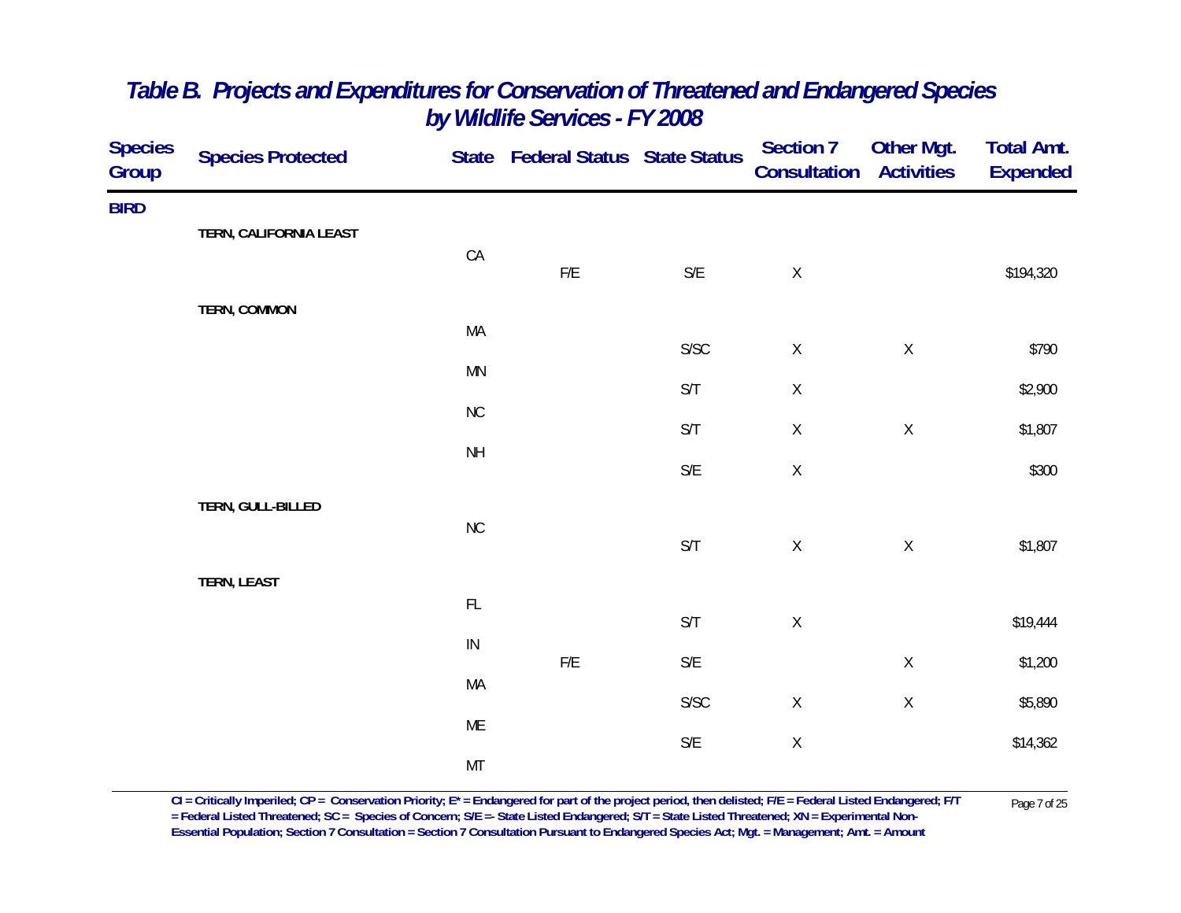# Table B. Projects and Expenditures for Conservation of Threatened and Endangered Species by Wildlife Services - FY 2008

| Species Group | Species Protected | State | Federal Status | State Status | Section 7 Consultation | Other Mgt. Activities | Total Amt. Expended |
|---|---|---|---|---|---|---|---|
| **BIRD** | | | | | | | |
| | **TERN, CALIFORNIA LEAST** | | | | | | |
| | | CA | F/E | S/E | X | | $194,320 |
| | **TERN, COMMON** | | | | | | |
| | | MA | | S/SC | X | X | $790 |
| | | MN | | S/T | X | | $2,900 |
| | | NC | | S/T | X | X | $1,807 |
| | | NH | | S/E | X | | $300 |
| | **TERN, GULL-BILLED** | | | | | | |
| | | NC | | S/T | X | X | $1,807 |
| | **TERN, LEAST** | | | | | | |
| | | FL | | S/T | X | | $19,444 |
| | | IN | F/E | S/E | | X | $1,200 |
| | | MA | | S/SC | X | X | $5,890 |
| | | ME | | S/E | X | | $14,362 |
| | | MT | | | | | |

**CI = Critically Imperiled; CP = Conservation Priority; E* = Endangered for part of the project period, then delisted; F/E = Federal Listed Endangered; F/T = Federal Listed Threatened; SC = Species of Concern; S/E =- State Listed Endangered; S/T = State Listed Threatened; XN = Experimental Non-Essential Population; Section 7 Consultation = Section 7 Consultation Pursuant to Endangered Species Act; Mgt. = Management; Amt. = Amount**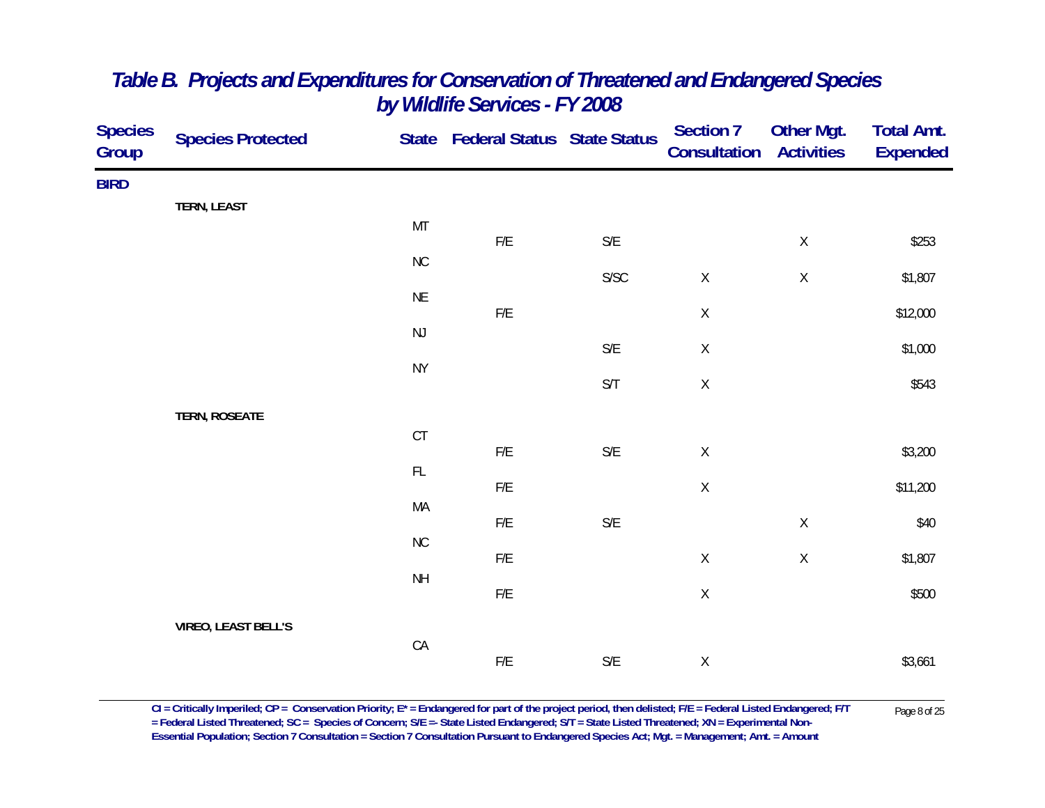# *Table B. Projects and Expenditures for Conservation of Threatened and Endangered Species by Wildlife Services - FY 2008*

| Species Group | Species Protected | State | Federal Status | State Status | Section 7 Consultation | Other Mgt. Activities | Total Amt. Expended |
|---|---|---|---|---|---|---|---|
| **BIRD** | | | | | | | |
| | **TERN, LEAST** | | | | | | |
| | | MT | F/E | S/E | | X | $253 |
| | | NC | | S/SC | X | X | $1,807 |
| | | NE | F/E | | X | | $12,000 |
| | | NJ | | S/E | X | | $1,000 |
| | | NY | | S/T | X | | $543 |
| | **TERN, ROSEATE** | | | | | | |
| | | CT | F/E | S/E | X | | $3,200 |
| | | FL | F/E | | X | | $11,200 |
| | | MA | F/E | S/E | | X | $40 |
| | | NC | F/E | | X | X | $1,807 |
| | | NH | F/E | | X | | $500 |
| | **VIREO, LEAST BELL'S** | | | | | | |
| | | CA | F/E | S/E | X | | $3,661 |

**CI = Critically Imperiled; CP = Conservation Priority; E\* = Endangered for part of the project period, then delisted; F/E = Federal Listed Endangered; F/T = Federal Listed Threatened; SC = Species of Concern; S/E =- State Listed Endangered; S/T = State Listed Threatened; XN = Experimental Non-Essential Population; Section 7 Consultation = Section 7 Consultation Pursuant to Endangered Species Act; Mgt. = Management; Amt. = Amount**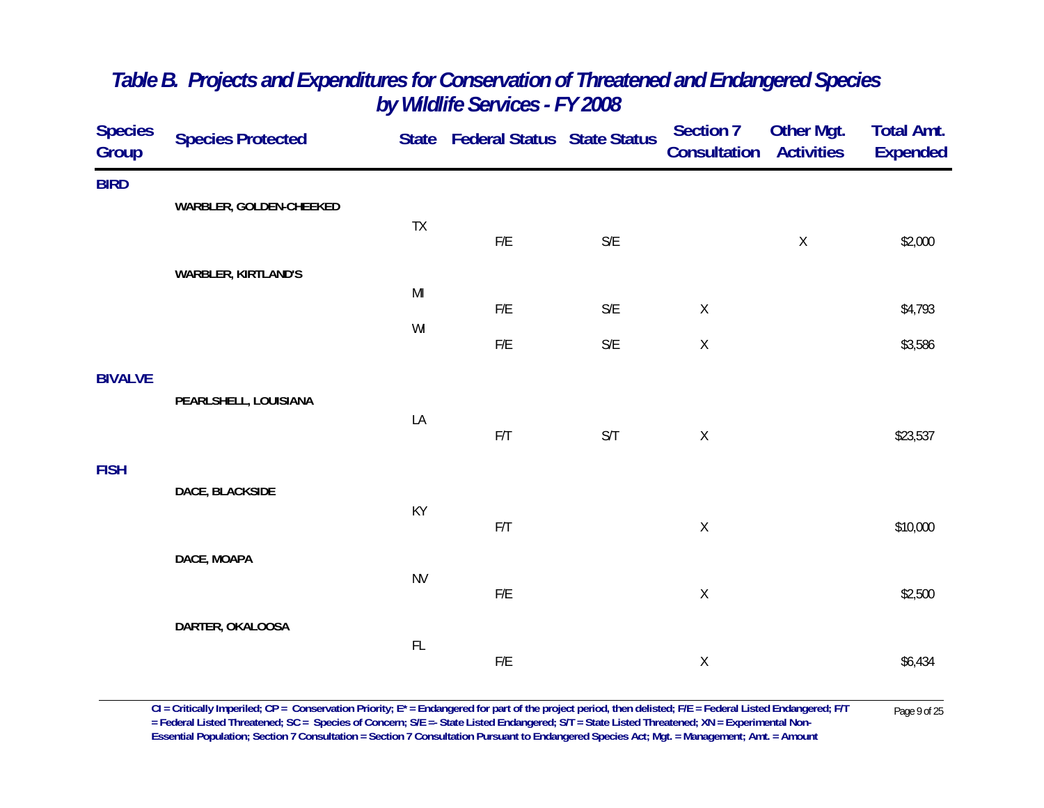# Table B. Projects and Expenditures for Conservation of Threatened and Endangered Species by Wildlife Services - FY 2008

| Species Group | Species Protected | State | Federal Status | State Status | Section 7 Consultation | Other Mgt. Activities | Total Amt. Expended |
|---|---|---|---|---|---|---|---|
| **BIRD** | | | | | | | |
| | **WARBLER, GOLDEN-CHEEKED** | | | | | | |
| | | TX | F/E | S/E | | X | $2,000 |
| | **WARBLER, KIRTLAND'S** | | | | | | |
| | | MI | F/E | S/E | X | | $4,793 |
| | | WI | F/E | S/E | X | | $3,586 |
| **BIVALVE** | | | | | | | |
| | **PEARLSHELL, LOUISIANA** | | | | | | |
| | | LA | F/T | S/T | X | | $23,537 |
| **FISH** | | | | | | | |
| | **DACE, BLACKSIDE** | | | | | | |
| | | KY | F/T | | X | | $10,000 |
| | **DACE, MOAPA** | | | | | | |
| | | NV | F/E | | X | | $2,500 |
| | **DARTER, OKALOOSA** | | | | | | |
| | | FL | F/E | | X | | $6,434 |

**CI = Critically Imperiled; CP = Conservation Priority; E* = Endangered for part of the project period, then delisted; F/E = Federal Listed Endangered; F/T = Federal Listed Threatened; SC = Species of Concern; S/E =- State Listed Endangered; S/T = State Listed Threatened; XN = Experimental Non-Essential Population; Section 7 Consultation = Section 7 Consultation Pursuant to Endangered Species Act; Mgt. = Management; Amt. = Amount**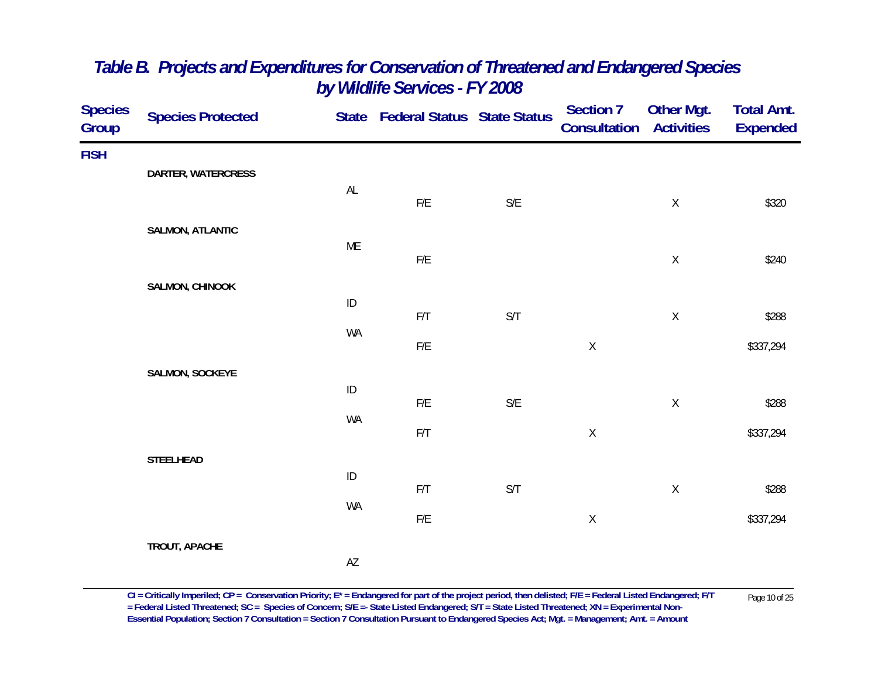# *Table B. Projects and Expenditures for Conservation of Threatened and Endangered Species by Wildlife Services - FY 2008*

| Species Group | Species Protected | State | Federal Status | State Status | Section 7 Consultation | Other Mgt. Activities | Total Amt. Expended |
|---|---|---|---|---|---|---|---|
| **FISH** | | | | | | | |
| | **DARTER, WATERCRESS** | | | | | | |
| | | AL | F/E | S/E | | X | $320 |
| | **SALMON, ATLANTIC** | | | | | | |
| | | ME | F/E | | | X | $240 |
| | **SALMON, CHINOOK** | | | | | | |
| | | ID | F/T | S/T | | X | $288 |
| | | WA | F/E | | X | | $337,294 |
| | **SALMON, SOCKEYE** | | | | | | |
| | | ID | F/E | S/E | | X | $288 |
| | | WA | F/T | | X | | $337,294 |
| | **STEELHEAD** | | | | | | |
| | | ID | F/T | S/T | | X | $288 |
| | | WA | F/E | | X | | $337,294 |
| | **TROUT, APACHE** | | | | | | |
| | | AZ | | | | | |

**CI = Critically Imperiled; CP = Conservation Priority; E* = Endangered for part of the project period, then delisted; F/E = Federal Listed Endangered; F/T = Federal Listed Threatened; SC = Species of Concern; S/E =- State Listed Endangered; S/T = State Listed Threatened; XN = Experimental Non-Essential Population; Section 7 Consultation = Section 7 Consultation Pursuant to Endangered Species Act; Mgt. = Management; Amt. = Amount**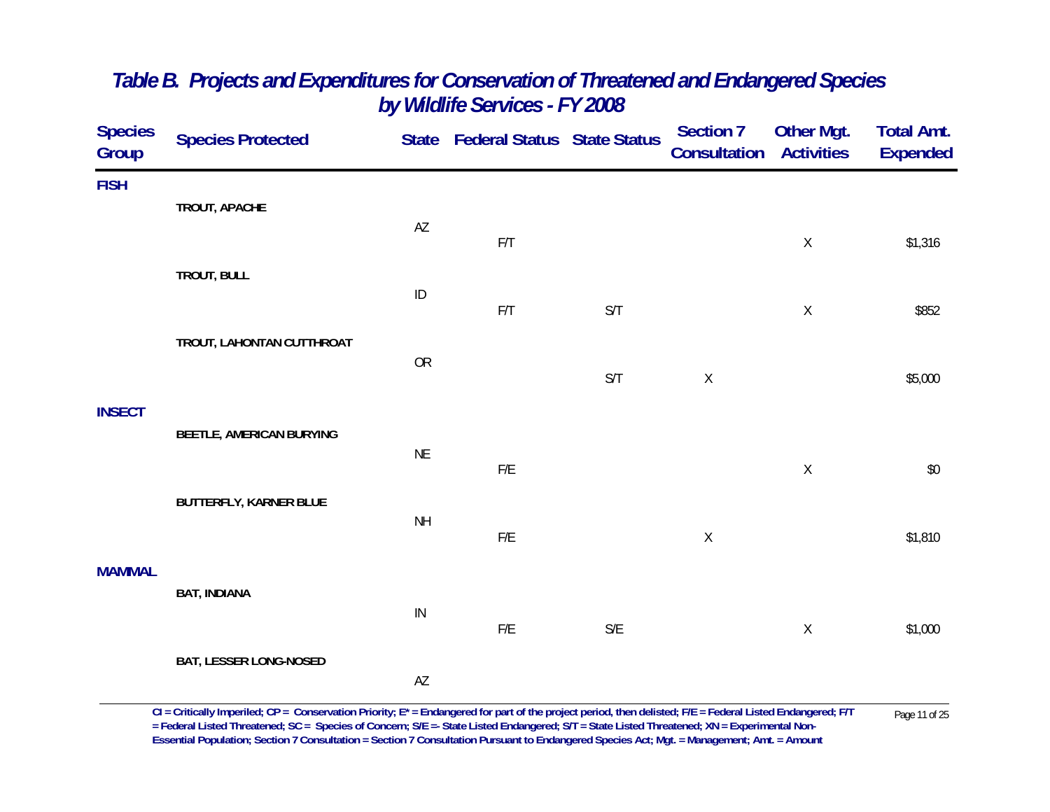# Table B. Projects and Expenditures for Conservation of Threatened and Endangered Species by Wildlife Services - FY 2008

| Species Group | Species Protected | State | Federal Status | State Status | Section 7 Consultation | Other Mgt. Activities | Total Amt. Expended |
|---|---|---|---|---|---|---|---|
| **FISH** | | | | | | | |
| | **TROUT, APACHE** | | | | | | |
| | | AZ | F/T | | | X | $1,316 |
| | **TROUT, BULL** | | | | | | |
| | | ID | F/T | S/T | | X | $852 |
| | **TROUT, LAHONTAN CUTTHROAT** | | | | | | |
| | | OR | | S/T | X | | $5,000 |
| **INSECT** | | | | | | | |
| | **BEETLE, AMERICAN BURYING** | | | | | | |
| | | NE | F/E | | | X | $0 |
| | **BUTTERFLY, KARNER BLUE** | | | | | | |
| | | NH | F/E | | X | | $1,810 |
| **MAMMAL** | | | | | | | |
| | **BAT, INDIANA** | | | | | | |
| | | IN | F/E | S/E | | X | $1,000 |
| | **BAT, LESSER LONG-NOSED** | | | | | | |
| | | AZ | | | | | |

CI = Critically Imperiled; CP = Conservation Priority; E* = Endangered for part of the project period, then delisted; F/E = Federal Listed Endangered; F/T = Federal Listed Threatened; SC = Species of Concern; S/E =- State Listed Endangered; S/T = State Listed Threatened; XN = Experimental Non-Essential Population; Section 7 Consultation = Section 7 Consultation Pursuant to Endangered Species Act; Mgt. = Management; Amt. = Amount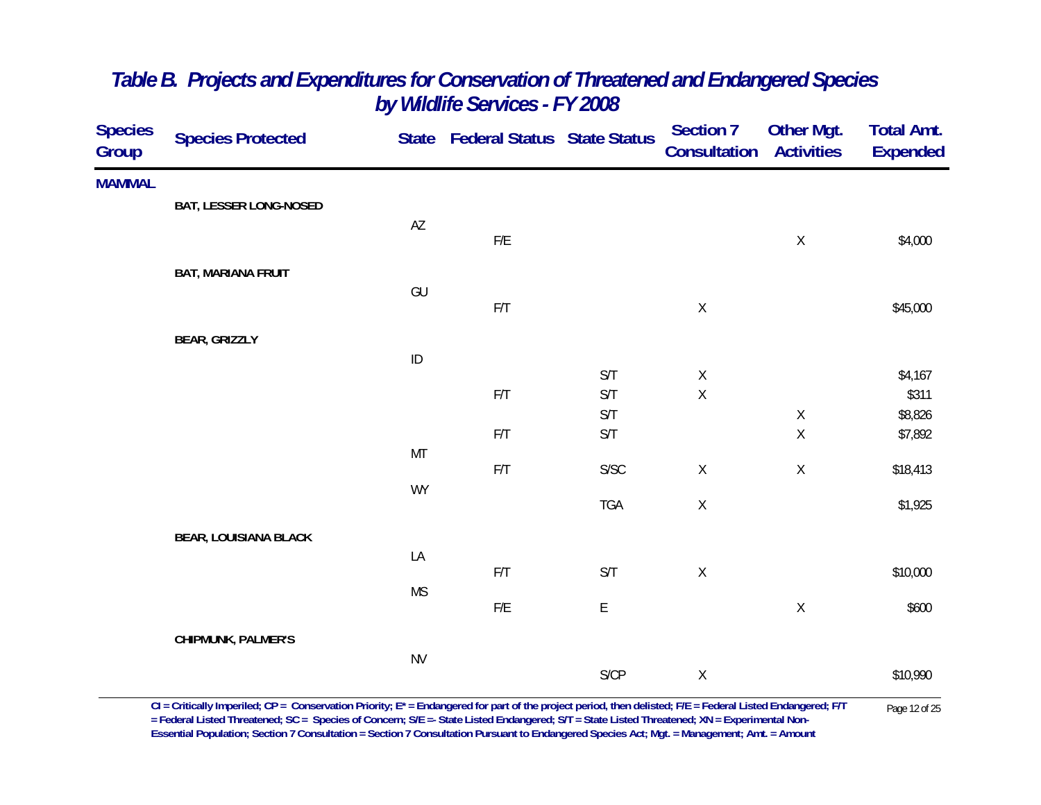# Table B. Projects and Expenditures for Conservation of Threatened and Endangered Species by Wildlife Services - FY 2008

| Species Group | Species Protected | State | Federal Status | State Status | Section 7 Consultation | Other Mgt. Activities | Total Amt. Expended |
|---|---|---|---|---|---|---|---|
| MAMMAL | | | | | | | |
| | BAT, LESSER LONG-NOSED | | | | | | |
| | | AZ | | | | | |
| | | | F/E | | | X | $4,000 |
| | BAT, MARIANA FRUIT | | | | | | |
| | | GU | | | | | |
| | | | F/T | | X | | $45,000 |
| | BEAR, GRIZZLY | | | | | | |
| | | ID | | | | | |
| | | | | S/T | X | | $4,167 |
| | | | F/T | S/T | X | | $311 |
| | | | | S/T | | X | $8,826 |
| | | | F/T | S/T | | X | $7,892 |
| | | MT | | | | | |
| | | | F/T | S/SC | X | X | $18,413 |
| | | WY | | | | | |
| | | | | TGA | X | | $1,925 |
| | BEAR, LOUISIANA BLACK | | | | | | |
| | | LA | | | | | |
| | | | F/T | S/T | X | | $10,000 |
| | | MS | | | | | |
| | | | F/E | E | | X | $600 |
| | CHIPMUNK, PALMER'S | | | | | | |
| | | NV | | | | | |
| | | | | S/CP | X | | $10,990 |

CI = Critically Imperiled; CP = Conservation Priority; E* = Endangered for part of the project period, then delisted; F/E = Federal Listed Endangered; F/T = Federal Listed Threatened; SC = Species of Concern; S/E =- State Listed Endangered; S/T = State Listed Threatened; XN = Experimental Non-Essential Population; Section 7 Consultation = Section 7 Consultation Pursuant to Endangered Species Act; Mgt. = Management; Amt. = Amount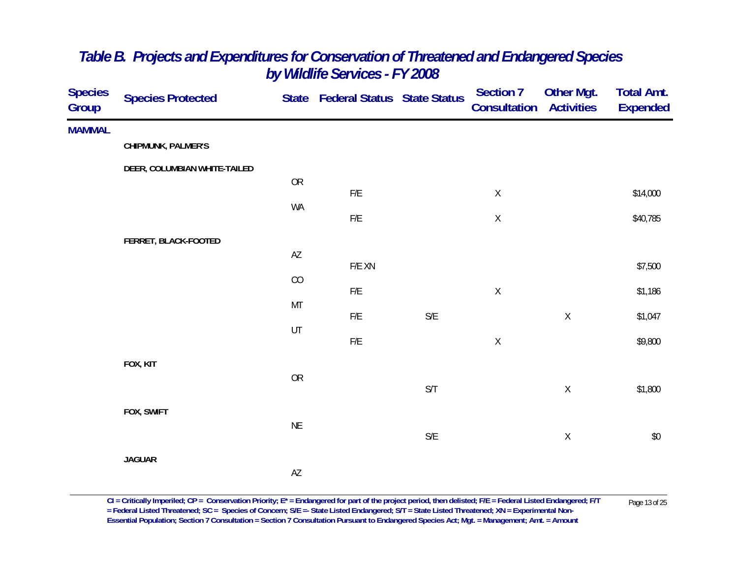## *Table B. Projects and Expenditures for Conservation of Threatened and Endangered Species by Wildlife Services - FY 2008*

| Species Group | Species Protected | State | Federal Status | State Status | Section 7 Consultation | Other Mgt. Activities | Total Amt. Expended |
|---|---|---|---|---|---|---|---|
| **MAMMAL** | | | | | | | |
| | **CHIPMUNK, PALMER'S** | | | | | | |
| | **DEER, COLUMBIAN WHITE-TAILED** | | | | | | |
| | | OR | F/E | | X | | $14,000 |
| | | WA | F/E | | X | | $40,785 |
| | **FERRET, BLACK-FOOTED** | | | | | | |
| | | AZ | F/E XN | | | | $7,500 |
| | | CO | F/E | | X | | $1,186 |
| | | MT | F/E | S/E | | X | $1,047 |
| | | UT | F/E | | X | | $9,800 |
| | **FOX, KIT** | | | | | | |
| | | OR | | S/T | | X | $1,800 |
| | **FOX, SWIFT** | | | | | | |
| | | NE | | S/E | | X | $0 |
| | **JAGUAR** | | | | | | |
| | | AZ | | | | | |

**CI = Critically Imperiled; CP = Conservation Priority; E* = Endangered for part of the project period, then delisted; F/E = Federal Listed Endangered; F/T = Federal Listed Threatened; SC = Species of Concern; S/E = State Listed Endangered; S/T = State Listed Threatened; XN = Experimental Non-Essential Population; Section 7 Consultation = Section 7 Consultation Pursuant to Endangered Species Act; Mgt. = Management; Amt. = Amount**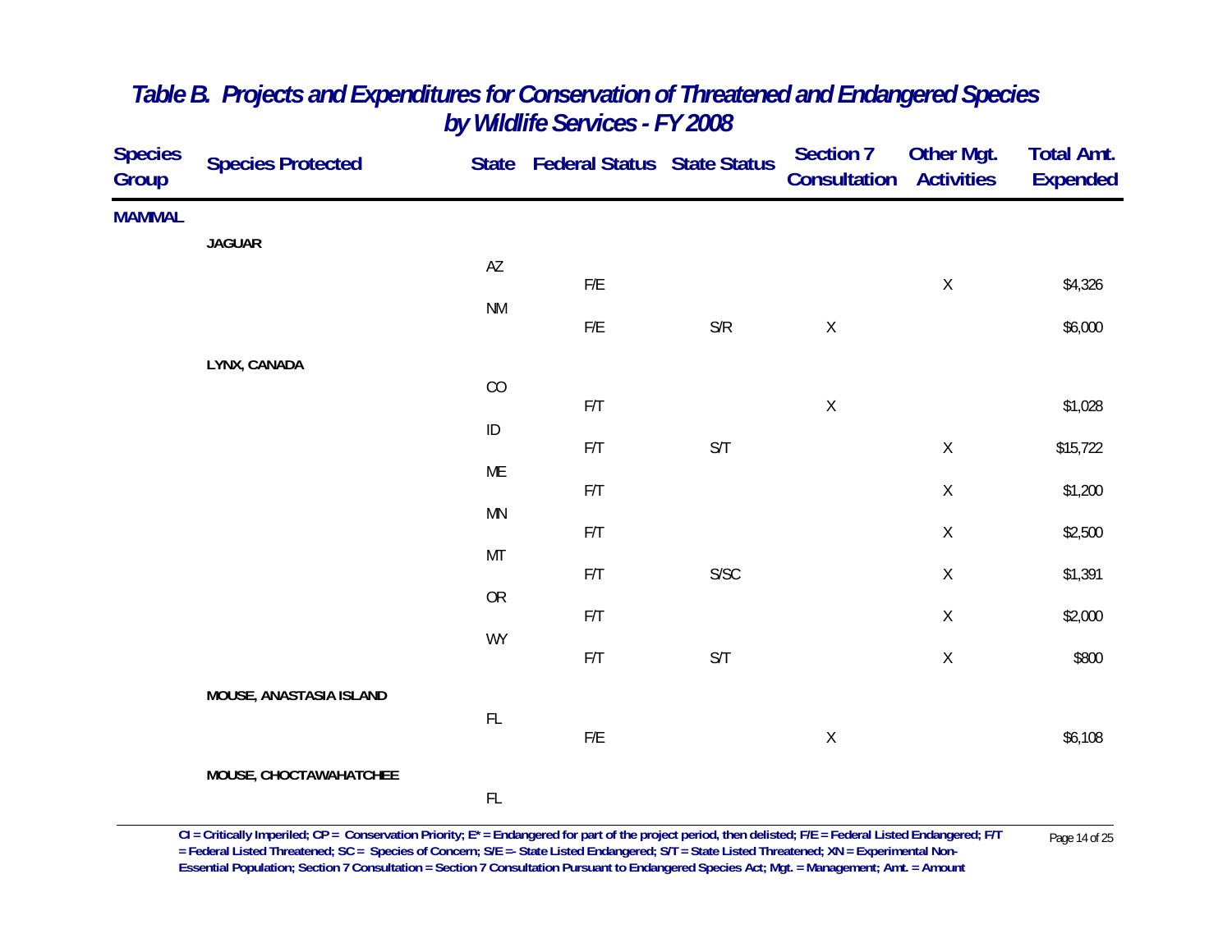# Table B. Projects and Expenditures for Conservation of Threatened and Endangered Species by Wildlife Services - FY 2008

| Species Group | Species Protected | State | Federal Status | State Status | Section 7 Consultation | Other Mgt. Activities | Total Amt. Expended |
|---|---|---|---|---|---|---|---|
| **MAMMAL** | | | | | | | |
| | **JAGUAR** | | | | | | |
| | | AZ | F/E | | | X | $4,326 |
| | | NM | F/E | S/R | X | | $6,000 |
| | **LYNX, CANADA** | | | | | | |
| | | CO | F/T | | X | | $1,028 |
| | | ID | F/T | S/T | | X | $15,722 |
| | | ME | F/T | | | X | $1,200 |
| | | MN | F/T | | | X | $2,500 |
| | | MT | F/T | S/SC | | X | $1,391 |
| | | OR | F/T | | | X | $2,000 |
| | | WY | F/T | S/T | | X | $800 |
| | **MOUSE, ANASTASIA ISLAND** | | | | | | |
| | | FL | F/E | | X | | $6,108 |
| | **MOUSE, CHOCTAWAHATCHEE** | | | | | | |
| | | FL | | | | | |

**CI = Critically Imperiled; CP = Conservation Priority; E* = Endangered for part of the project period, then delisted; F/E = Federal Listed Endangered; F/T = Federal Listed Threatened; SC = Species of Concern; S/E = State Listed Endangered; S/T = State Listed Threatened; XN = Experimental Non-Essential Population; Section 7 Consultation = Section 7 Consultation Pursuant to Endangered Species Act; Mgt. = Management; Amt. = Amount**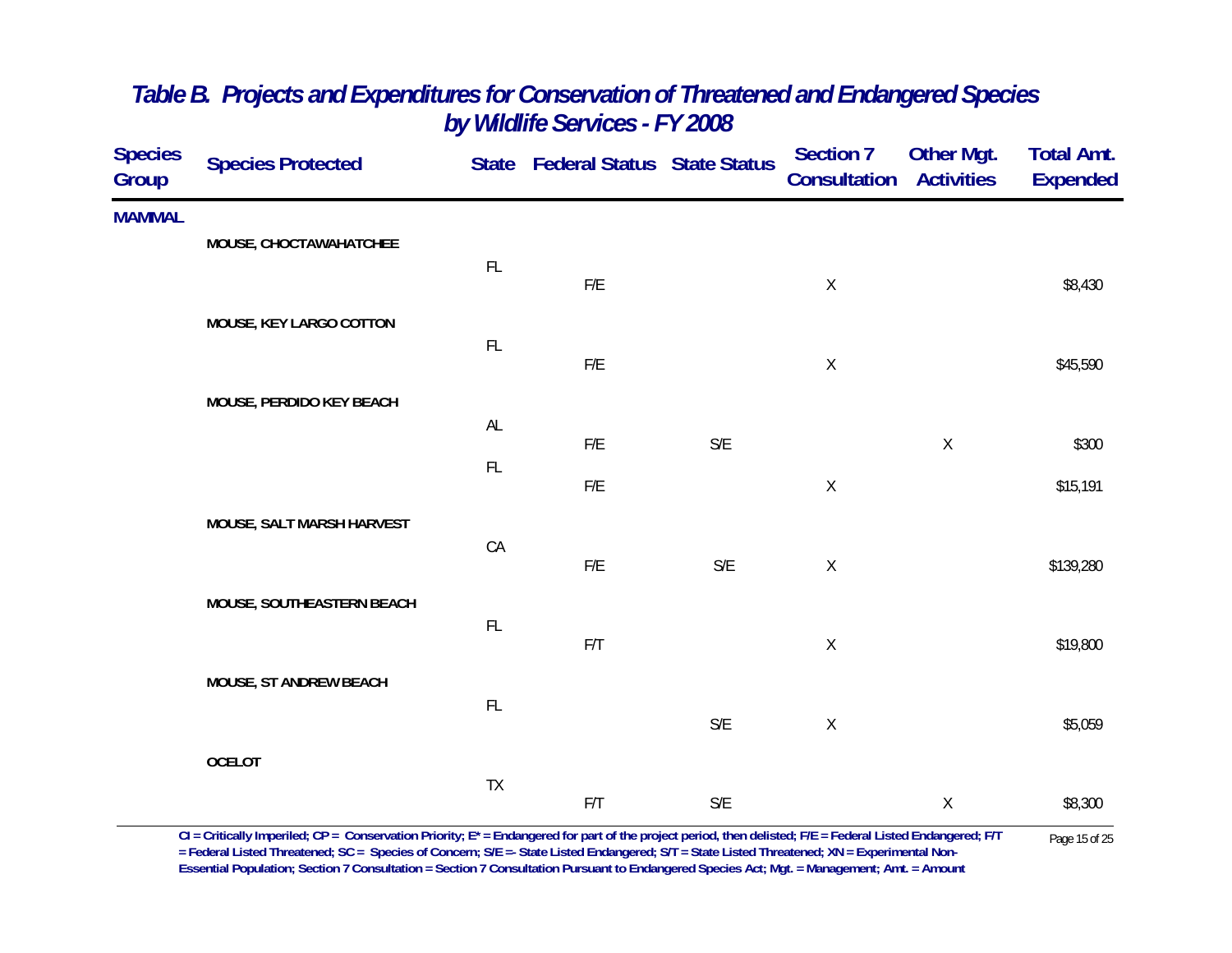# Table B. Projects and Expenditures for Conservation of Threatened and Endangered Species by Wildlife Services - FY 2008

| Species Group | Species Protected | State | Federal Status | State Status | Section 7 Consultation | Other Mgt. Activities | Total Amt. Expended |
|---|---|---|---|---|---|---|---|
| MAMMAL | | | | | | | |
| | MOUSE, CHOCTAWAHATCHEE | FL | F/E | | X | | $8,430 |
| | MOUSE, KEY LARGO COTTON | FL | F/E | | X | | $45,590 |
| | MOUSE, PERDIDO KEY BEACH | AL | F/E | S/E | | X | $300 |
| | | FL | F/E | | X | | $15,191 |
| | MOUSE, SALT MARSH HARVEST | CA | F/E | S/E | X | | $139,280 |
| | MOUSE, SOUTHEASTERN BEACH | FL | F/T | | X | | $19,800 |
| | MOUSE, ST ANDREW BEACH | FL | | S/E | X | | $5,059 |
| | OCELOT | TX | F/T | S/E | | X | $8,300 |

CI = Critically Imperiled; CP = Conservation Priority; E* = Endangered for part of the project period, then delisted; F/E = Federal Listed Endangered; F/T = Federal Listed Threatened; SC = Species of Concern; S/E =- State Listed Endangered; S/T = State Listed Threatened; XN = Experimental Non-Essential Population; Section 7 Consultation = Section 7 Consultation Pursuant to Endangered Species Act; Mgt. = Management; Amt. = Amount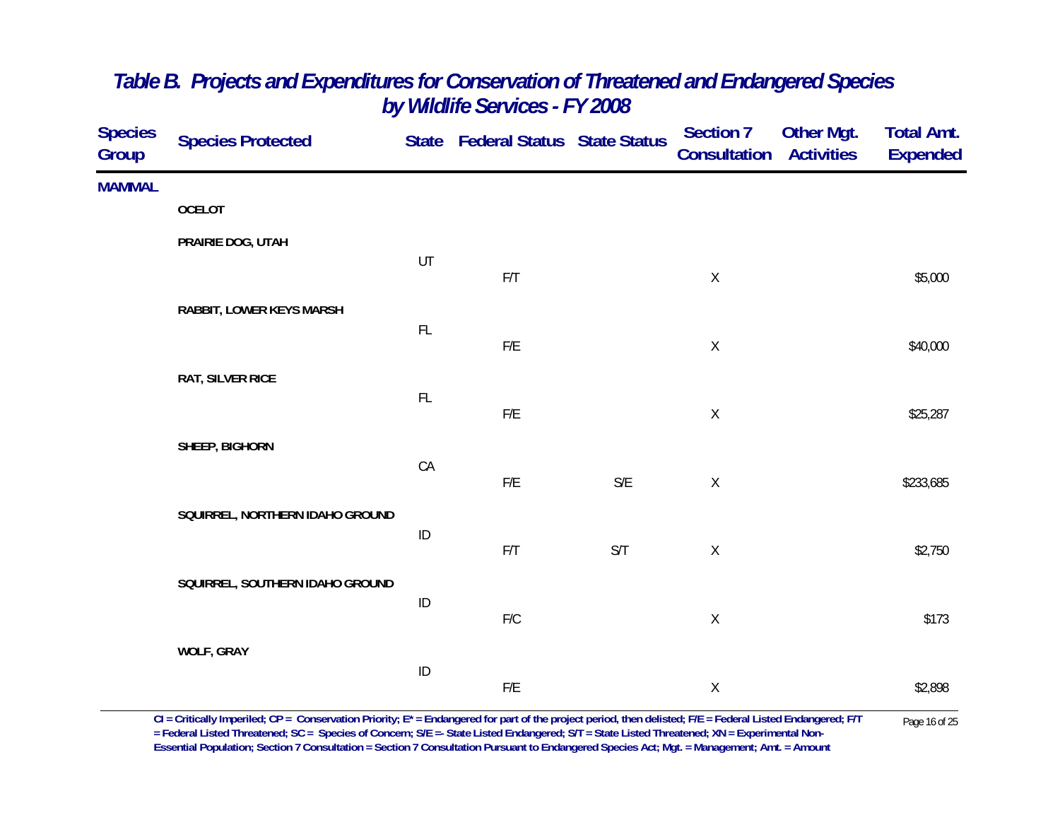# *Table B. Projects and Expenditures for Conservation of Threatened and Endangered Species by Wildlife Services - FY 2008*

| Species Group | Species Protected | State | Federal Status | State Status | Section 7 Consultation | Other Mgt. Activities | Total Amt. Expended |
|---|---|---|---|---|---|---|---|
| **MAMMAL** | | | | | | | |
| | **OCELOT** | | | | | | |
| | **PRAIRIE DOG, UTAH** | | | | | | |
| | | UT | F/T | | X | | $5,000 |
| | **RABBIT, LOWER KEYS MARSH** | | | | | | |
| | | FL | F/E | | X | | $40,000 |
| | **RAT, SILVER RICE** | | | | | | |
| | | FL | F/E | | X | | $25,287 |
| | **SHEEP, BIGHORN** | | | | | | |
| | | CA | F/E | S/E | X | | $233,685 |
| | **SQUIRREL, NORTHERN IDAHO GROUND** | | | | | | |
| | | ID | F/T | S/T | X | | $2,750 |
| | **SQUIRREL, SOUTHERN IDAHO GROUND** | | | | | | |
| | | ID | F/C | | X | | $173 |
| | **WOLF, GRAY** | | | | | | |
| | | ID | F/E | | X | | $2,898 |

**CI = Critically Imperiled; CP = Conservation Priority; E\* = Endangered for part of the project period, then delisted; F/E = Federal Listed Endangered; F/T = Federal Listed Threatened; SC = Species of Concern; S/E =- State Listed Endangered; S/T = State Listed Threatened; XN = Experimental Non-Essential Population; Section 7 Consultation = Section 7 Consultation Pursuant to Endangered Species Act; Mgt. = Management; Amt. = Amount**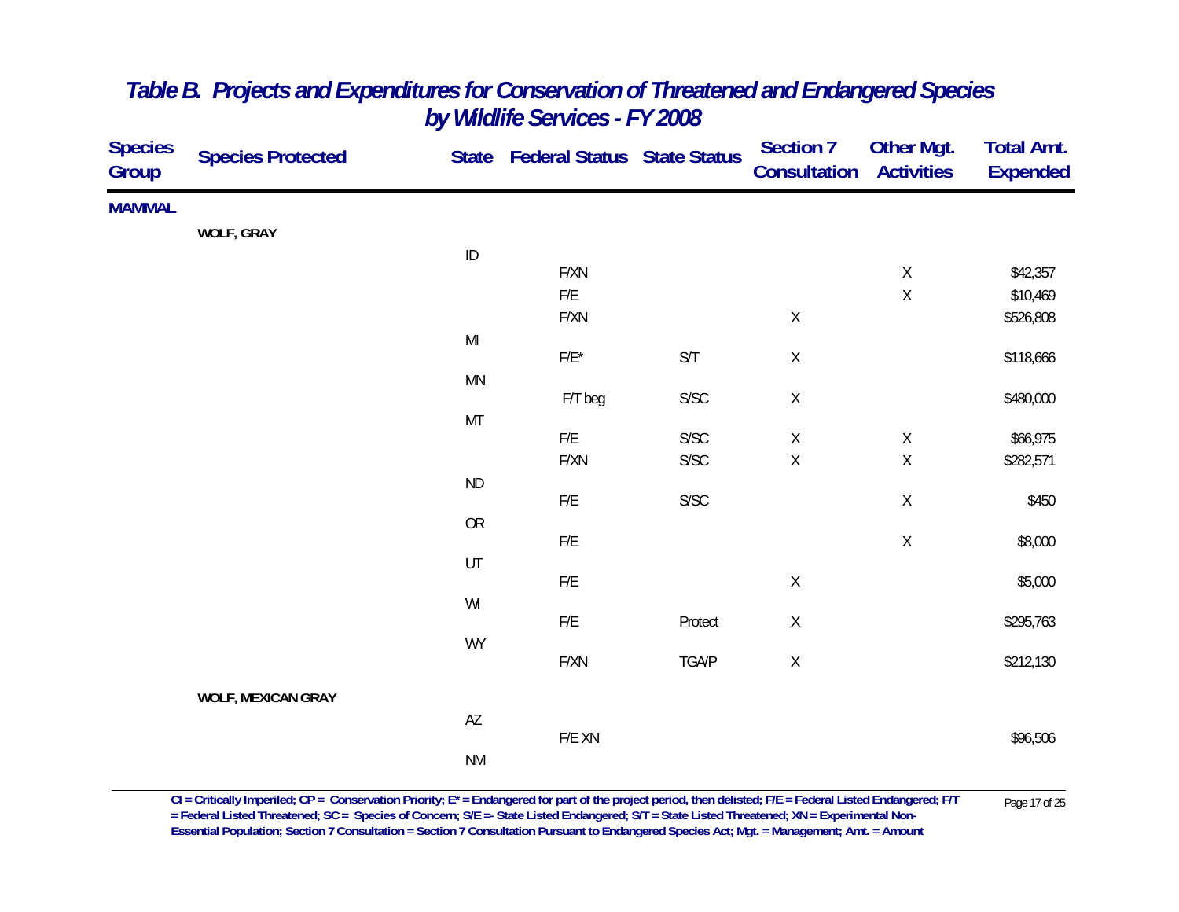# Table B. Projects and Expenditures for Conservation of Threatened and Endangered Species by Wildlife Services - FY 2008

| Species Group | Species Protected | State | Federal Status | State Status | Section 7 Consultation | Other Mgt. Activities | Total Amt. Expended |
|---|---|---|---|---|---|---|---|
| **MAMMAL** | | | | | | | |
| | **WOLF, GRAY** | | | | | | |
| | | ID | | | | | |
| | | | F/XN | | | X | $42,357 |
| | | | F/E | | | X | $10,469 |
| | | | F/XN | | X | | $526,808 |
| | | MI | | | | | |
| | | | F/E* | S/T | X | | $118,666 |
| | | MN | | | | | |
| | | | F/T beg | S/SC | X | | $480,000 |
| | | MT | | | | | |
| | | | F/E | S/SC | X | X | $66,975 |
| | | | F/XN | S/SC | X | X | $282,571 |
| | | ND | | | | | |
| | | | F/E | S/SC | | X | $450 |
| | | OR | | | | | |
| | | | F/E | | | X | $8,000 |
| | | UT | | | | | |
| | | | F/E | | X | | $5,000 |
| | | WI | | | | | |
| | | | F/E | Protect | X | | $295,763 |
| | | WY | | | | | |
| | | | F/XN | TGA/P | X | | $212,130 |
| | **WOLF, MEXICAN GRAY** | | | | | | |
| | | AZ | | | | | |
| | | | F/E XN | | | | $96,506 |
| | | NM | | | | | |

**CI = Critically Imperiled; CP = Conservation Priority; E* = Endangered for part of the project period, then delisted; F/E = Federal Listed Endangered; F/T = Federal Listed Threatened; SC = Species of Concern; S/E =- State Listed Endangered; S/T = State Listed Threatened; XN = Experimental Non-Essential Population; Section 7 Consultation = Section 7 Consultation Pursuant to Endangered Species Act; Mgt. = Management; Amt. = Amount**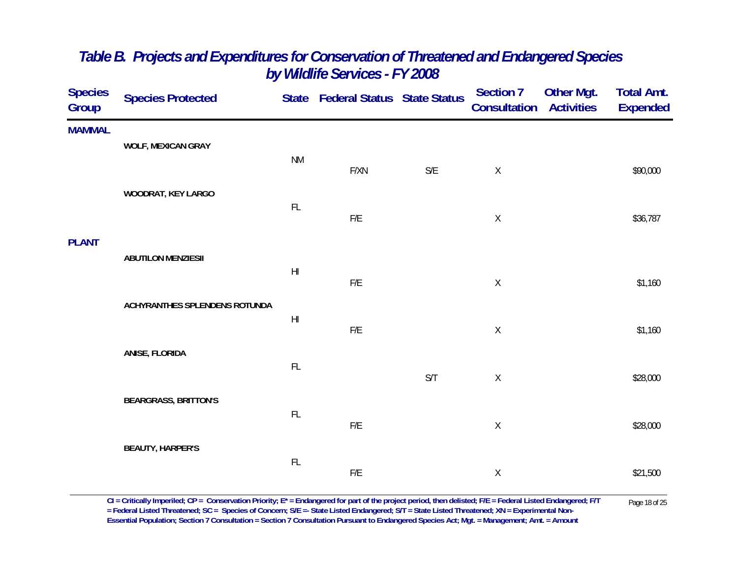# *Table B. Projects and Expenditures for Conservation of Threatened and Endangered Species by Wildlife Services - FY 2008*

| Species Group | Species Protected | State | Federal Status | State Status | Section 7 Consultation | Other Mgt. Activities | Total Amt. Expended |
|---|---|---|---|---|---|---|---|
| **MAMMAL** | | | | | | | |
| | **WOLF, MEXICAN GRAY** | NM | F/XN | S/E | X | | $90,000 |
| | **WOODRAT, KEY LARGO** | FL | F/E | | X | | $36,787 |
| **PLANT** | | | | | | | |
| | **ABUTILON MENZIESII** | HI | F/E | | X | | $1,160 |
| | **ACHYRANTHES SPLENDENS ROTUNDA** | HI | F/E | | X | | $1,160 |
| | **ANISE, FLORIDA** | FL | | S/T | X | | $28,000 |
| | **BEARGRASS, BRITTON'S** | FL | F/E | | X | | $28,000 |
| | **BEAUTY, HARPER'S** | FL | F/E | | X | | $21,500 |

**CI = Critically Imperiled; CP = Conservation Priority; E\* = Endangered for part of the project period, then delisted; F/E = Federal Listed Endangered; F/T = Federal Listed Threatened; SC = Species of Concern; S/E =- State Listed Endangered; S/T = State Listed Threatened; XN = Experimental Non-Essential Population; Section 7 Consultation = Section 7 Consultation Pursuant to Endangered Species Act; Mgt. = Management; Amt. = Amount**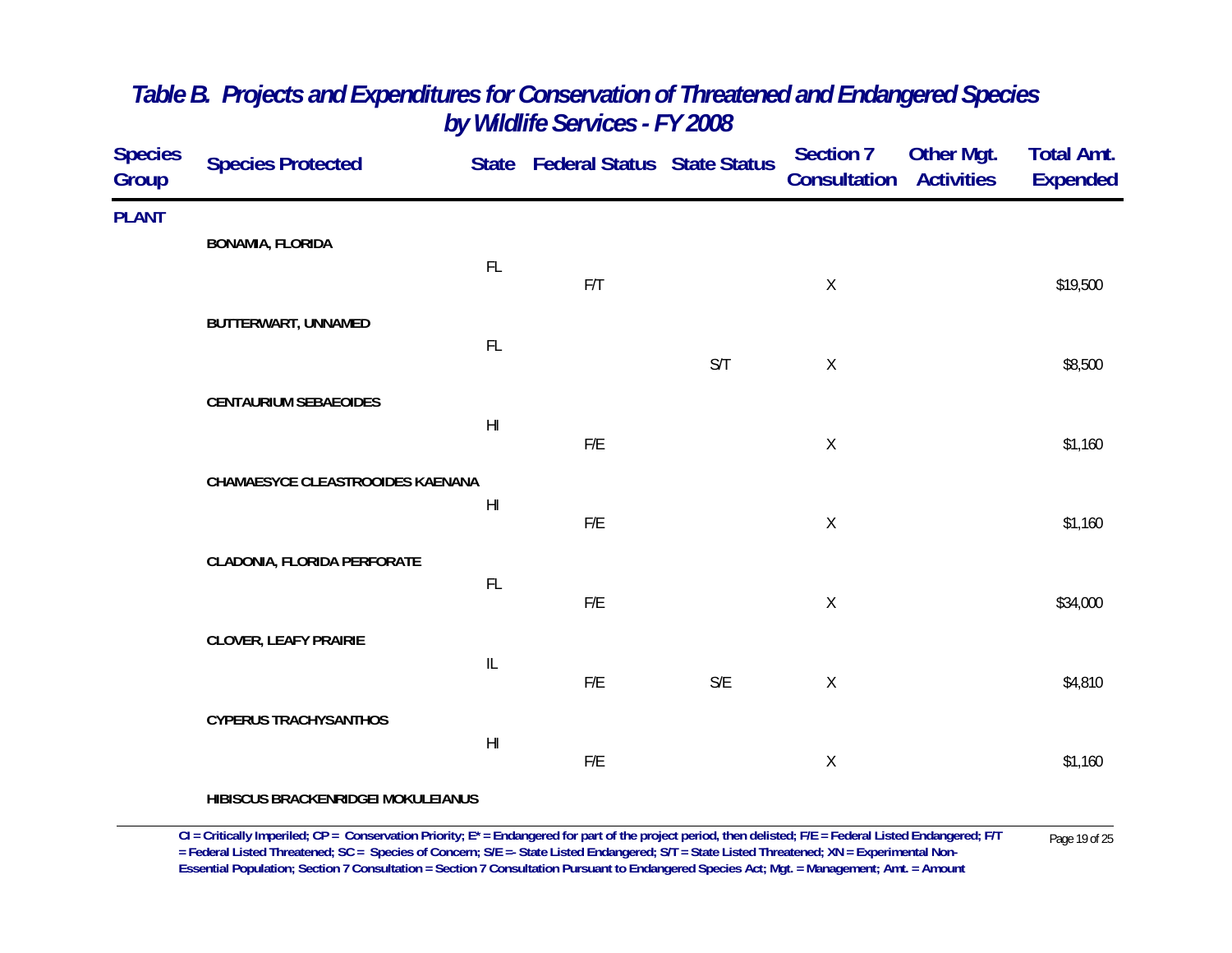# Table B. Projects and Expenditures for Conservation of Threatened and Endangered Species by Wildlife Services - FY 2008

| Species Group | Species Protected | State | Federal Status | State Status | Section 7 Consultation | Other Mgt. Activities | Total Amt. Expended |
|---|---|---|---|---|---|---|---|
| **PLANT** | | | | | | | |
| | **BONAMIA, FLORIDA** | FL | F/T | | X | | $19,500 |
| | **BUTTERWART, UNNAMED** | FL | | S/T | X | | $8,500 |
| | **CENTAURIUM SEBAEOIDES** | HI | F/E | | X | | $1,160 |
| | **CHAMAESYCE CLEASTROOIDES KAENANA** | HI | F/E | | X | | $1,160 |
| | **CLADONIA, FLORIDA PERFORATE** | FL | F/E | | X | | $34,000 |
| | **CLOVER, LEAFY PRAIRIE** | IL | F/E | S/E | X | | $4,810 |
| | **CYPERUS TRACHYSANTHOS** | HI | F/E | | X | | $1,160 |
| | **HIBISCUS BRACKENRIDGEI MOKULEIANUS** | | | | | | |

CI = Critically Imperiled; CP = Conservation Priority; E* = Endangered for part of the project period, then delisted; F/E = Federal Listed Endangered; F/T = Federal Listed Threatened; SC = Species of Concern; S/E =- State Listed Endangered; S/T = State Listed Threatened; XN = Experimental Non-Essential Population; Section 7 Consultation = Section 7 Consultation Pursuant to Endangered Species Act; Mgt. = Management; Amt. = Amount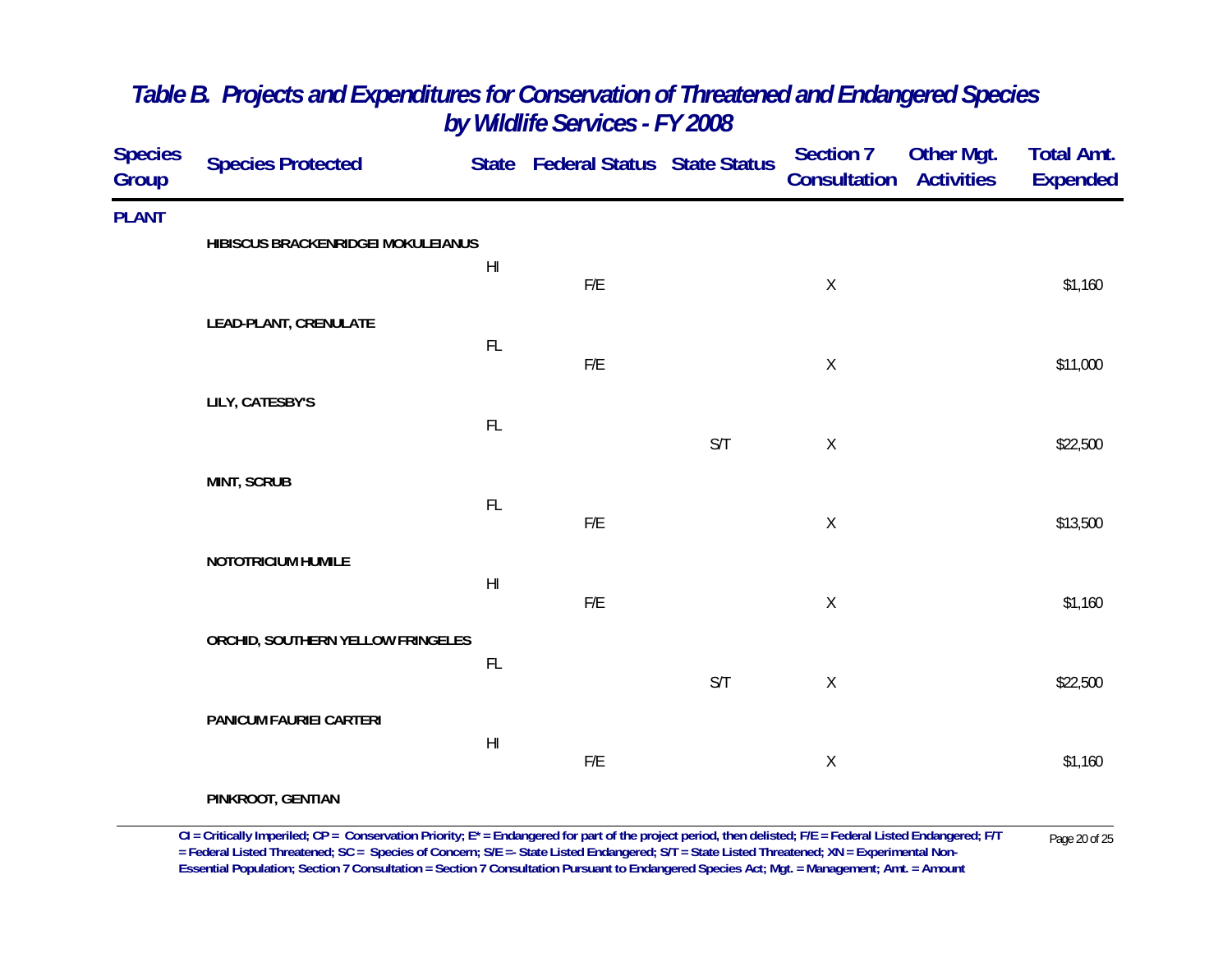# *Table B. Projects and Expenditures for Conservation of Threatened and Endangered Species by Wildlife Services - FY 2008*

| Species Group | Species Protected | State | Federal Status | State Status | Section 7 Consultation | Other Mgt. Activities | Total Amt. Expended |
|---|---|---|---|---|---|---|---|
| **PLANT** | | | | | | | |
| | **HIBISCUS BRACKENRIDGEI MOKULEIANUS** | | | | | | |
| | | HI | F/E | | X | | $1,160 |
| | **LEAD-PLANT, CRENULATE** | | | | | | |
| | | FL | F/E | | X | | $11,000 |
| | **LILY, CATESBY'S** | | | | | | |
| | | FL | | S/T | X | | $22,500 |
| | **MINT, SCRUB** | | | | | | |
| | | FL | F/E | | X | | $13,500 |
| | **NOTOTRICIUM HUMILE** | | | | | | |
| | | HI | F/E | | X | | $1,160 |
| | **ORCHID, SOUTHERN YELLOW FRINGELES** | | | | | | |
| | | FL | | S/T | X | | $22,500 |
| | **PANICUM FAURIEI CARTERI** | | | | | | |
| | | HI | F/E | | X | | $1,160 |
| | **PINKROOT, GENTIAN** | | | | | | |

**CI = Critically Imperiled; CP = Conservation Priority; E\* = Endangered for part of the project period, then delisted; F/E = Federal Listed Endangered; F/T = Federal Listed Threatened; SC = Species of Concern; S/E =- State Listed Endangered; S/T = State Listed Threatened; XN = Experimental Non-Essential Population; Section 7 Consultation = Section 7 Consultation Pursuant to Endangered Species Act; Mgt. = Management; Amt. = Amount**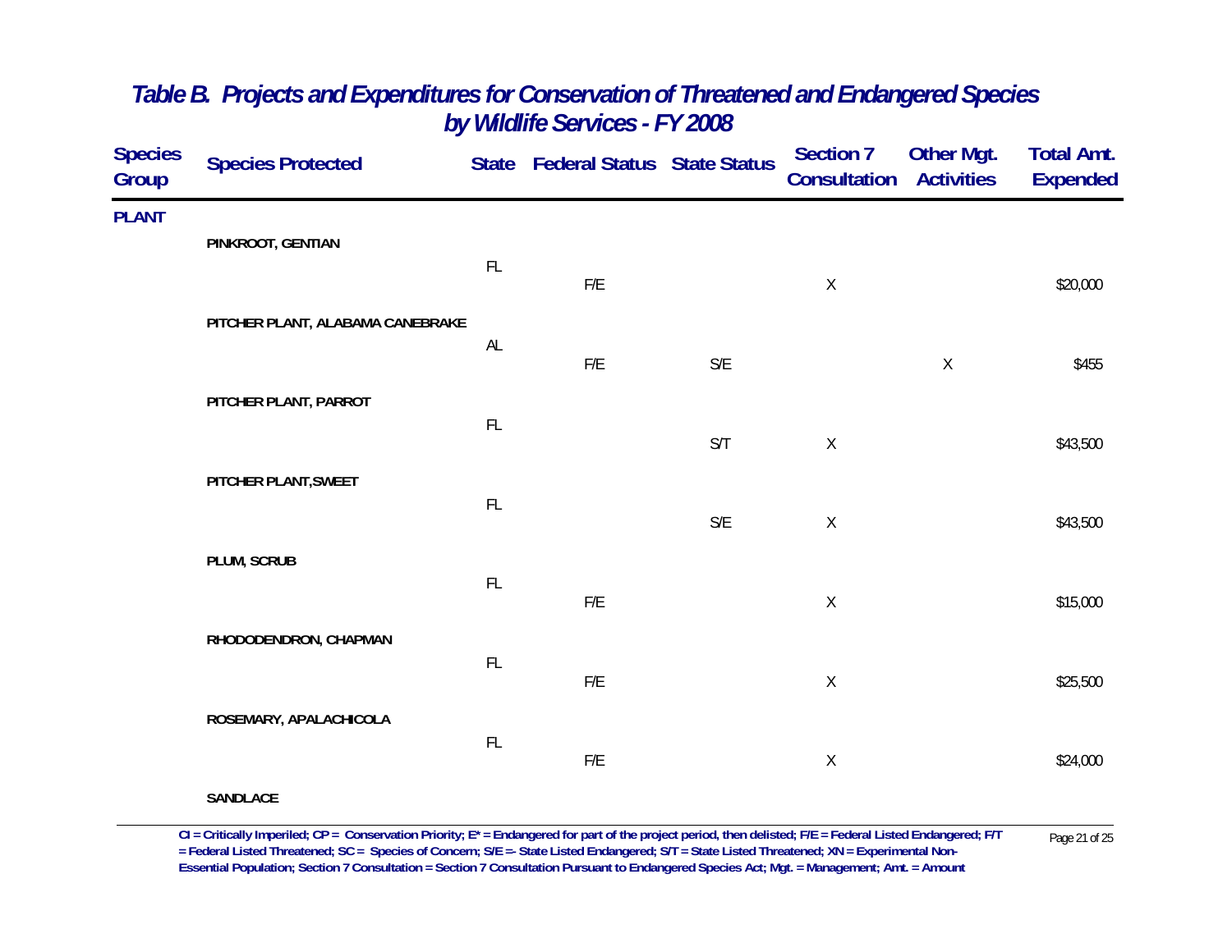# *Table B. Projects and Expenditures for Conservation of Threatened and Endangered Species by Wildlife Services - FY 2008*

| Species Group | Species Protected | State | Federal Status | State Status | Section 7 Consultation | Other Mgt. Activities | Total Amt. Expended |
|---|---|---|---|---|---|---|---|
| **PLANT** | | | | | | | |
| | **PINKROOT, GENTIAN** | FL | F/E | | X | | $20,000 |
| | **PITCHER PLANT, ALABAMA CANEBRAKE** | AL | F/E | S/E | | X | $455 |
| | **PITCHER PLANT, PARROT** | FL | | S/T | X | | $43,500 |
| | **PITCHER PLANT,SWEET** | FL | | S/E | X | | $43,500 |
| | **PLUM, SCRUB** | FL | F/E | | X | | $15,000 |
| | **RHODODENDRON, CHAPMAN** | FL | F/E | | X | | $25,500 |
| | **ROSEMARY, APALACHICOLA** | FL | F/E | | X | | $24,000 |
| | **SANDLACE** | | | | | | |

**CI = Critically Imperiled; CP = Conservation Priority; E* = Endangered for part of the project period, then delisted; F/E = Federal Listed Endangered; F/T = Federal Listed Threatened; SC = Species of Concern; S/E =- State Listed Endangered; S/T = State Listed Threatened; XN = Experimental Non-Essential Population; Section 7 Consultation = Section 7 Consultation Pursuant to Endangered Species Act; Mgt. = Management; Amt. = Amount**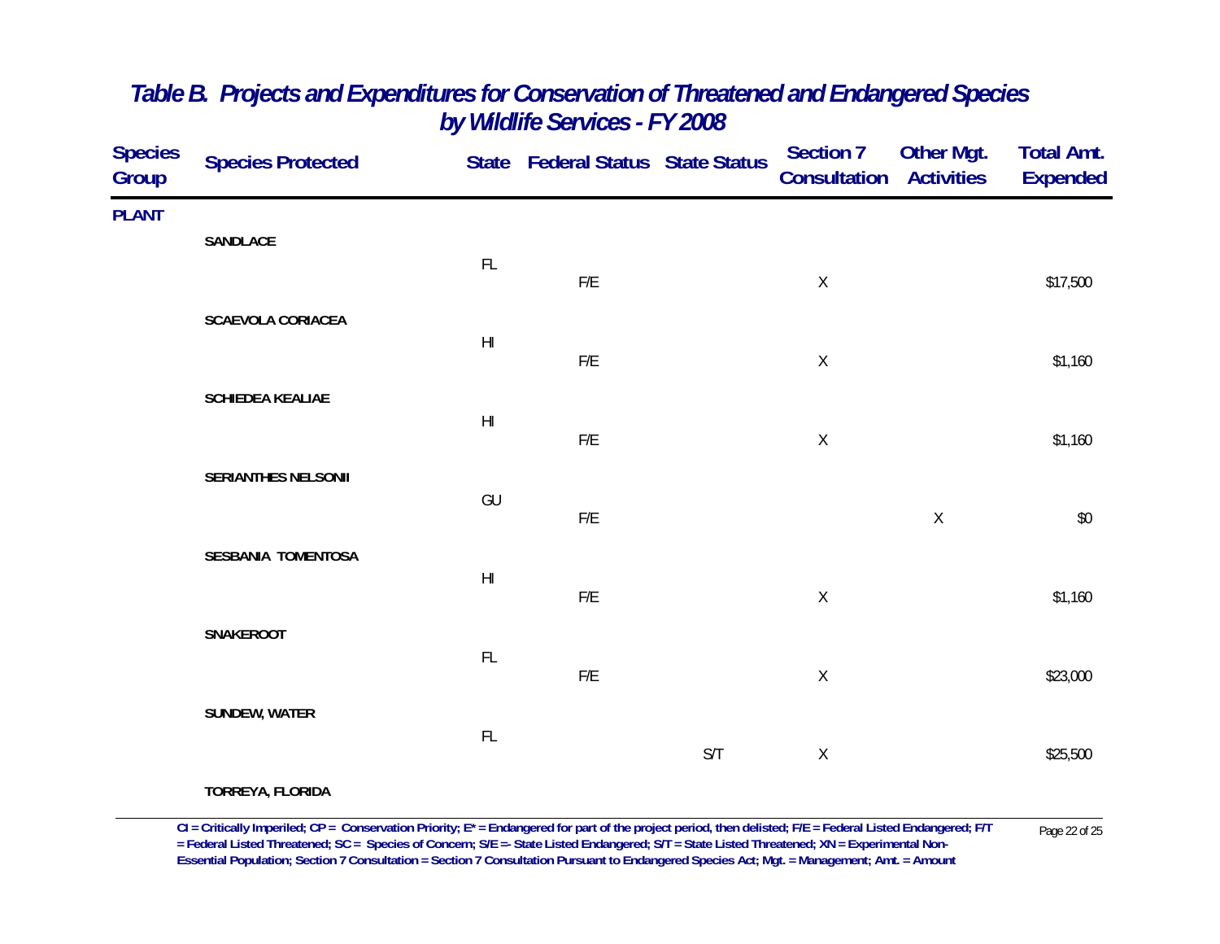# Table B. Projects and Expenditures for Conservation of Threatened and Endangered Species by Wildlife Services - FY 2008

| Species Group | Species Protected | State | Federal Status | State Status | Section 7 Consultation | Other Mgt. Activities | Total Amt. Expended |
|---|---|---|---|---|---|---|---|
| **PLANT** | | | | | | | |
| | **SANDLACE** | FL | F/E | | X | | $17,500 |
| | **SCAEVOLA CORIACEA** | HI | F/E | | X | | $1,160 |
| | **SCHIEDEA KEALIAE** | HI | F/E | | X | | $1,160 |
| | **SERIANTHES NELSONII** | GU | F/E | | | X | $0 |
| | **SESBANIA TOMENTOSA** | HI | F/E | | X | | $1,160 |
| | **SNAKEROOT** | FL | F/E | | X | | $23,000 |
| | **SUNDEW, WATER** | FL | | S/T | X | | $25,500 |
| | **TORREYA, FLORIDA** | | | | | | |

**CI = Critically Imperiled; CP = Conservation Priority; E* = Endangered for part of the project period, then delisted; F/E = Federal Listed Endangered; F/T = Federal Listed Threatened; SC = Species of Concern; S/E =- State Listed Endangered; S/T = State Listed Threatened; XN = Experimental Non-Essential Population; Section 7 Consultation = Section 7 Consultation Pursuant to Endangered Species Act; Mgt. = Management; Amt. = Amount**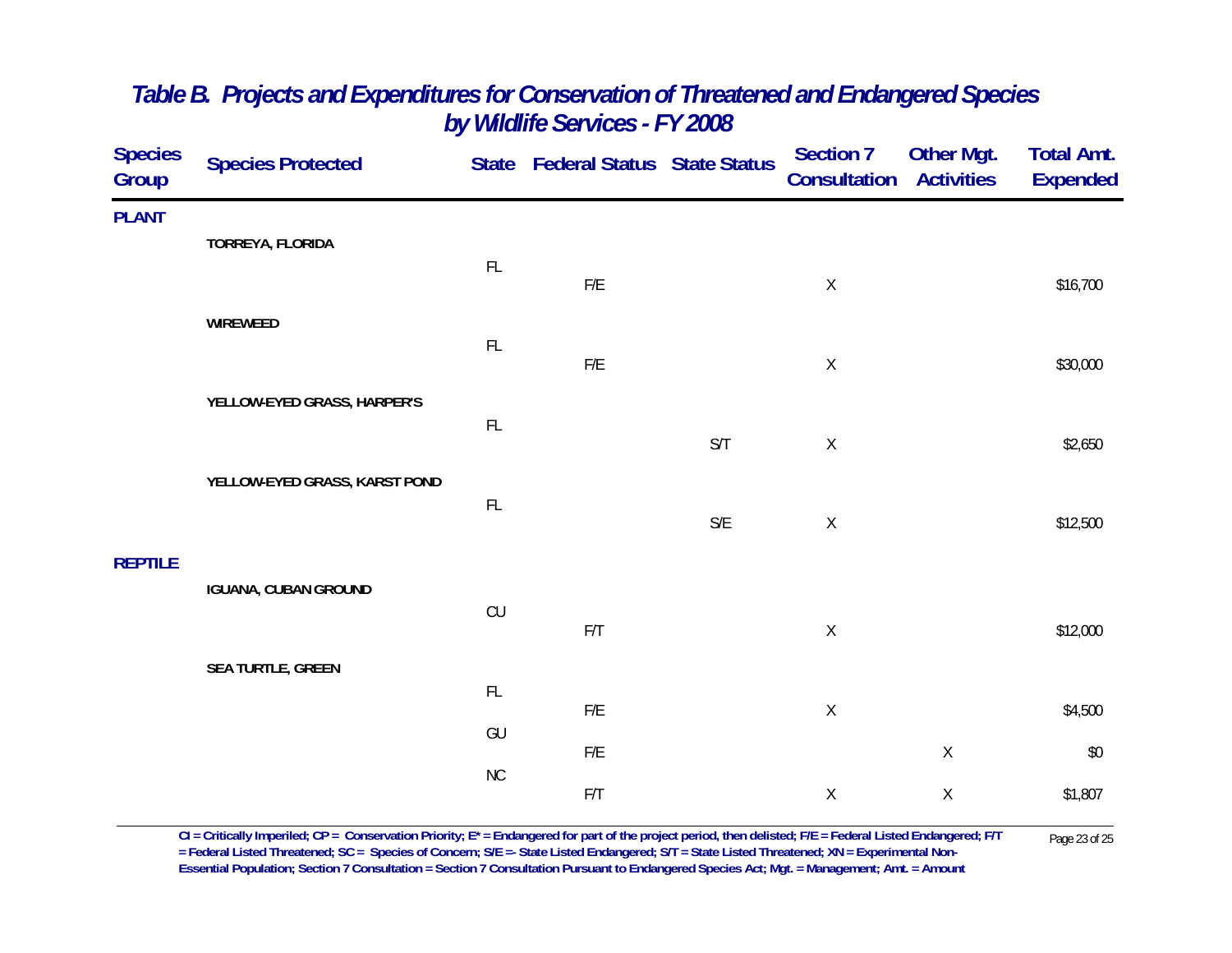# Table B. Projects and Expenditures for Conservation of Threatened and Endangered Species by Wildlife Services - FY 2008

| Species Group | Species Protected | State | Federal Status | State Status | Section 7 Consultation | Other Mgt. Activities | Total Amt. Expended |
|---|---|---|---|---|---|---|---|
| **PLANT** | | | | | | | |
| | **TORREYA, FLORIDA** | | | | | | |
| | | FL | F/E | | X | | $16,700 |
| | **WIREWEED** | | | | | | |
| | | FL | F/E | | X | | $30,000 |
| | **YELLOW-EYED GRASS, HARPER'S** | | | | | | |
| | | FL | | S/T | X | | $2,650 |
| | **YELLOW-EYED GRASS, KARST POND** | | | | | | |
| | | FL | | S/E | X | | $12,500 |
| **REPTILE** | | | | | | | |
| | **IGUANA, CUBAN GROUND** | | | | | | |
| | | CU | F/T | | X | | $12,000 |
| | **SEA TURTLE, GREEN** | | | | | | |
| | | FL | F/E | | X | | $4,500 |
| | | GU | F/E | | | X | $0 |
| | | NC | F/T | | X | X | $1,807 |

CI = Critically Imperiled; CP = Conservation Priority; E* = Endangered for part of the project period, then delisted; F/E = Federal Listed Endangered; F/T = Federal Listed Threatened; SC = Species of Concern; S/E =- State Listed Endangered; S/T = State Listed Threatened; XN = Experimental Non-Essential Population; Section 7 Consultation = Section 7 Consultation Pursuant to Endangered Species Act; Mgt. = Management; Amt. = Amount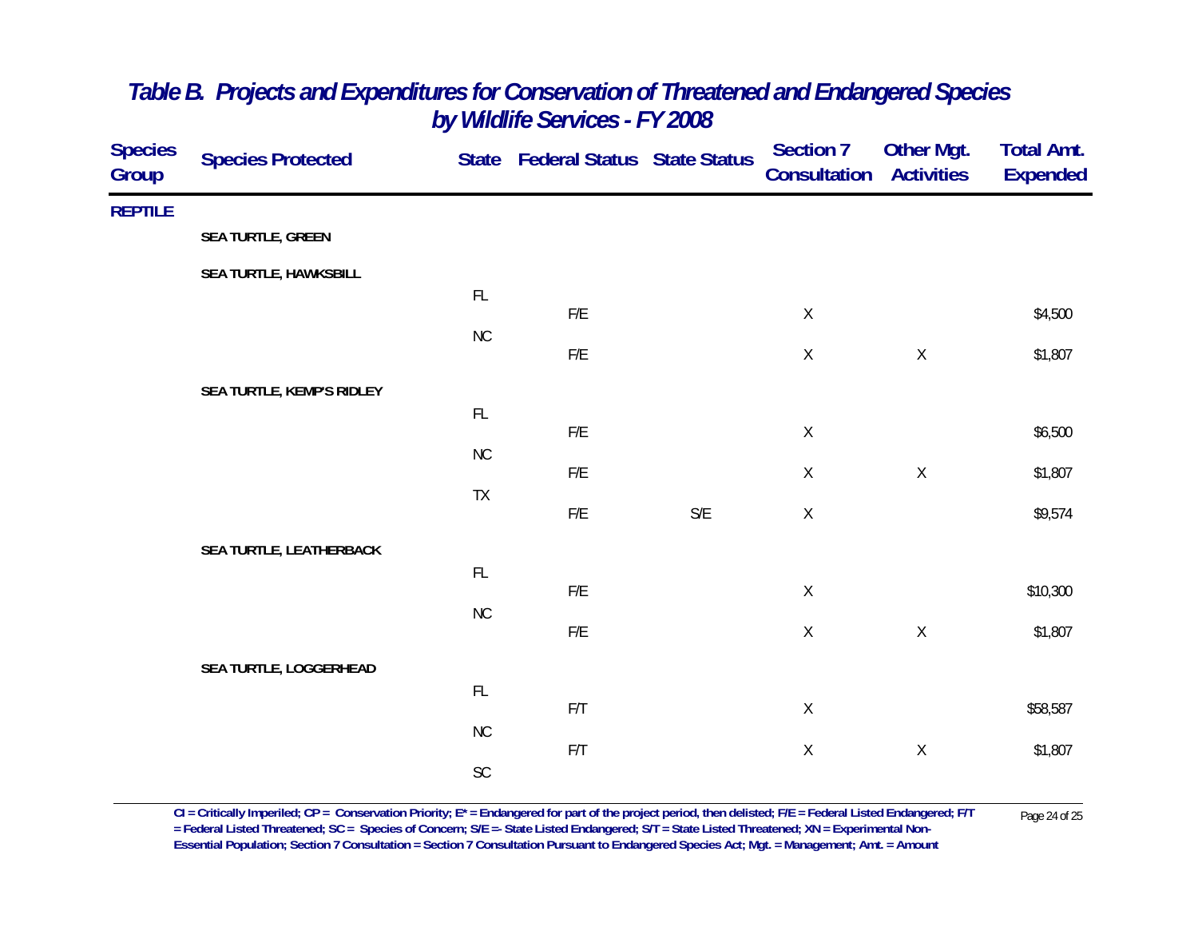# *Table B. Projects and Expenditures for Conservation of Threatened and Endangered Species by Wildlife Services - FY 2008*

| Species Group | Species Protected | State | Federal Status | State Status | Section 7 Consultation | Other Mgt. Activities | Total Amt. Expended |
|---|---|---|---|---|---|---|---|
| **REPTILE** | | | | | | | |
| | **SEA TURTLE, GREEN** | | | | | | |
| | **SEA TURTLE, HAWKSBILL** | | | | | | |
| | | FL | F/E | | X | | $4,500 |
| | | NC | F/E | | X | X | $1,807 |
| | **SEA TURTLE, KEMP'S RIDLEY** | | | | | | |
| | | FL | F/E | | X | | $6,500 |
| | | NC | F/E | | X | X | $1,807 |
| | | TX | F/E | S/E | X | | $9,574 |
| | **SEA TURTLE, LEATHERBACK** | | | | | | |
| | | FL | F/E | | X | | $10,300 |
| | | NC | F/E | | X | X | $1,807 |
| | **SEA TURTLE, LOGGERHEAD** | | | | | | |
| | | FL | F/T | | X | | $58,587 |
| | | NC | F/T | | X | X | $1,807 |
| | | SC | | | | | |

**CI = Critically Imperiled; CP = Conservation Priority; E* = Endangered for part of the project period, then delisted; F/E = Federal Listed Endangered; F/T = Federal Listed Threatened; SC = Species of Concern; S/E =- State Listed Endangered; S/T = State Listed Threatened; XN = Experimental Non-Essential Population; Section 7 Consultation = Section 7 Consultation Pursuant to Endangered Species Act; Mgt. = Management; Amt. = Amount**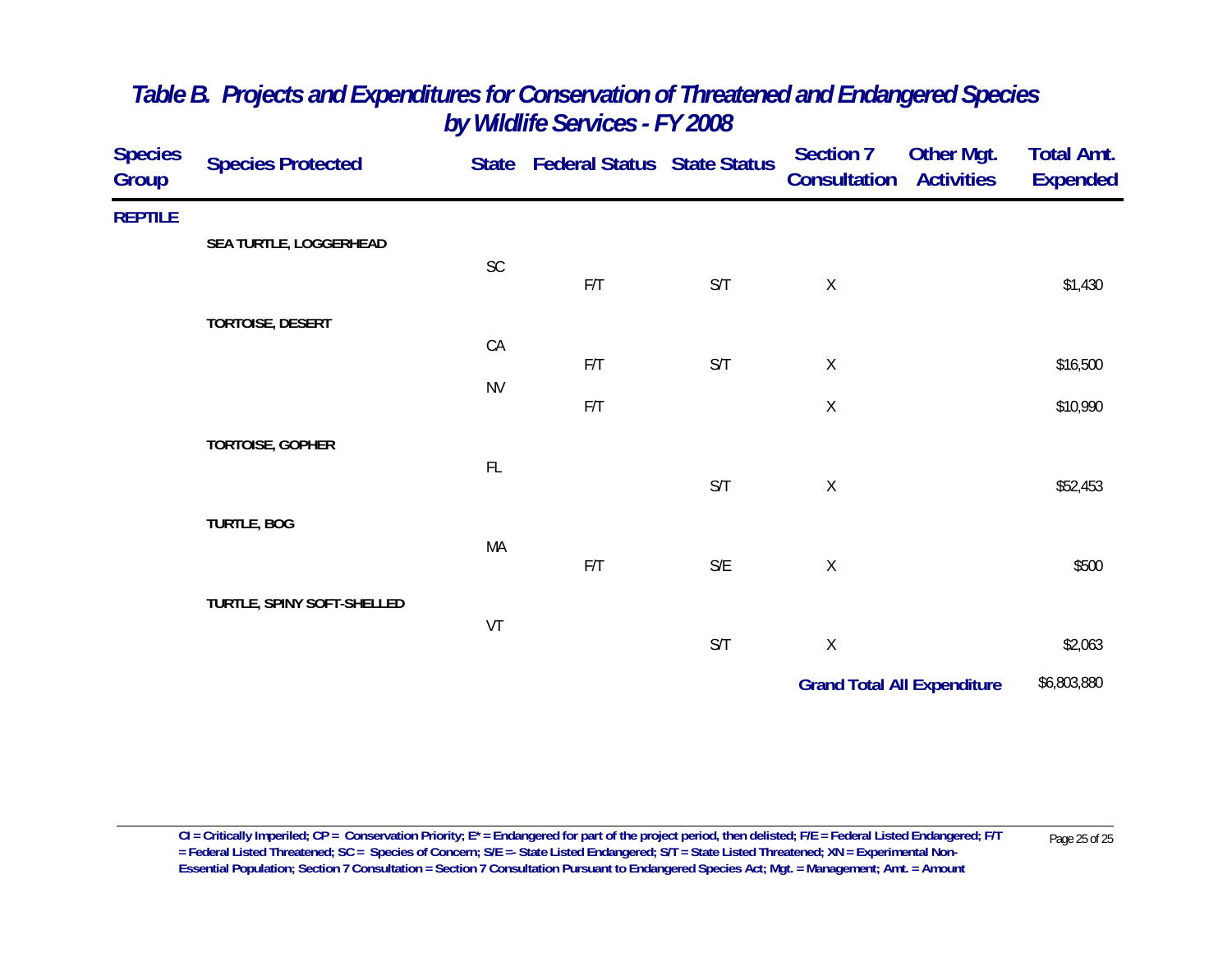# Table B. Projects and Expenditures for Conservation of Threatened and Endangered Species by Wildlife Services - FY 2008

| Species Group | Species Protected | State | Federal Status | State Status | Section 7 Consultation | Other Mgt. Activities | Total Amt. Expended |
|---|---|---|---|---|---|---|---|
| **REPTILE** | | | | | | | |
| | **SEA TURTLE, LOGGERHEAD** | | | | | | |
| | | SC | F/T | S/T | X | | $1,430 |
| | **TORTOISE, DESERT** | | | | | | |
| | | CA | F/T | S/T | X | | $16,500 |
| | | NV | F/T | | X | | $10,990 |
| | **TORTOISE, GOPHER** | | | | | | |
| | | FL | | S/T | X | | $52,453 |
| | **TURTLE, BOG** | | | | | | |
| | | MA | F/T | S/E | X | | $500 |
| | **TURTLE, SPINY SOFT-SHELLED** | | | | | | |
| | | VT | | S/T | X | | $2,063 |
| | | | | | **Grand Total All Expenditure** | | $6,803,880 |

**CI = Critically Imperiled; CP = Conservation Priority; E* = Endangered for part of the project period, then delisted; F/E = Federal Listed Endangered; F/T = Federal Listed Threatened; SC = Species of Concern; S/E =- State Listed Endangered; S/T = State Listed Threatened; XN = Experimental Non-Essential Population; Section 7 Consultation = Section 7 Consultation Pursuant to Endangered Species Act; Mgt. = Management; Amt. = Amount**